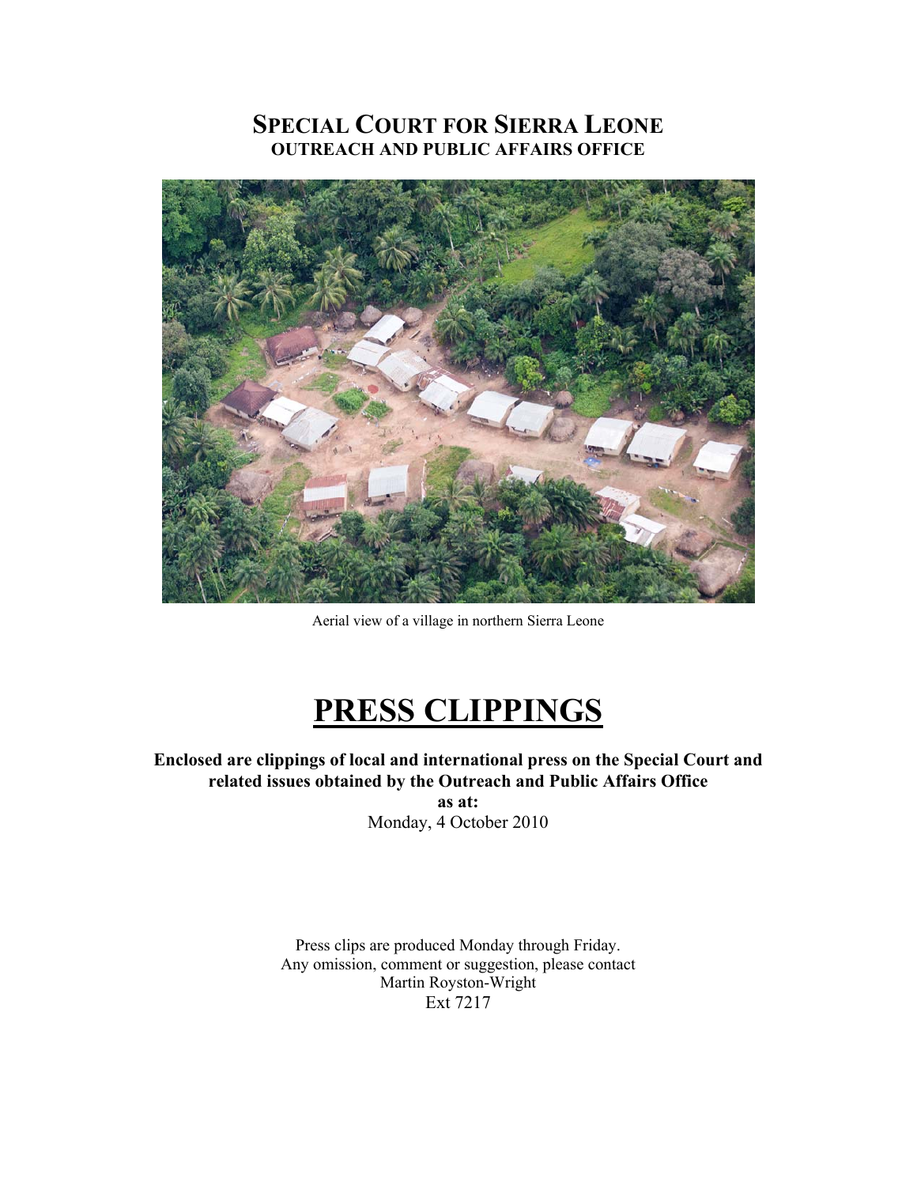# SPECIAL COURT FOR SIERRA LEONE
## OUTREACH AND PUBLIC AFFAIRS OFFICE

Aerial view of a village in northern Sierra Leone

# PRESS CLIPPINGS

**Enclosed are clippings of local and international press on the Special Court and related issues obtained by the Outreach and Public Affairs Office**
**as at:**
Monday, 4 October 2010

Press clips are produced Monday through Friday.
Any omission, comment or suggestion, please contact
Martin Royston-Wright
Ext 7217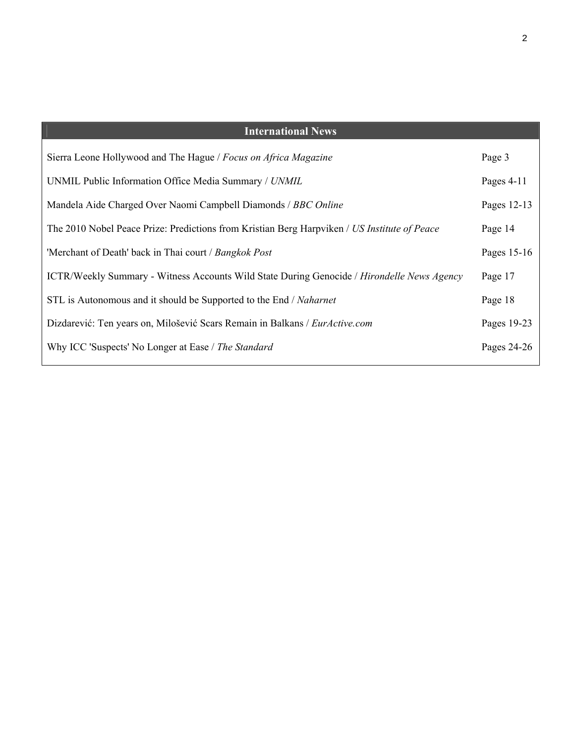| International News | |
|---|---|
| Sierra Leone Hollywood and The Hague / *Focus on Africa Magazine* | Page 3 |
| UNMIL Public Information Office Media Summary / *UNMIL* | Pages 4-11 |
| Mandela Aide Charged Over Naomi Campbell Diamonds / *BBC Online* | Pages 12-13 |
| The 2010 Nobel Peace Prize: Predictions from Kristian Berg Harpviken / *US Institute of Peace* | Page 14 |
| 'Merchant of Death' back in Thai court / *Bangkok Post* | Pages 15-16 |
| ICTR/Weekly Summary - Witness Accounts Wild State During Genocide / *Hirondelle News Agency* | Page 17 |
| STL is Autonomous and it should be Supported to the End / *Naharnet* | Page 18 |
| Dizdarević: Ten years on, Milošević Scars Remain in Balkans / *EurActive.com* | Pages 19-23 |
| Why ICC 'Suspects' No Longer at Ease / *The Standard* | Pages 24-26 |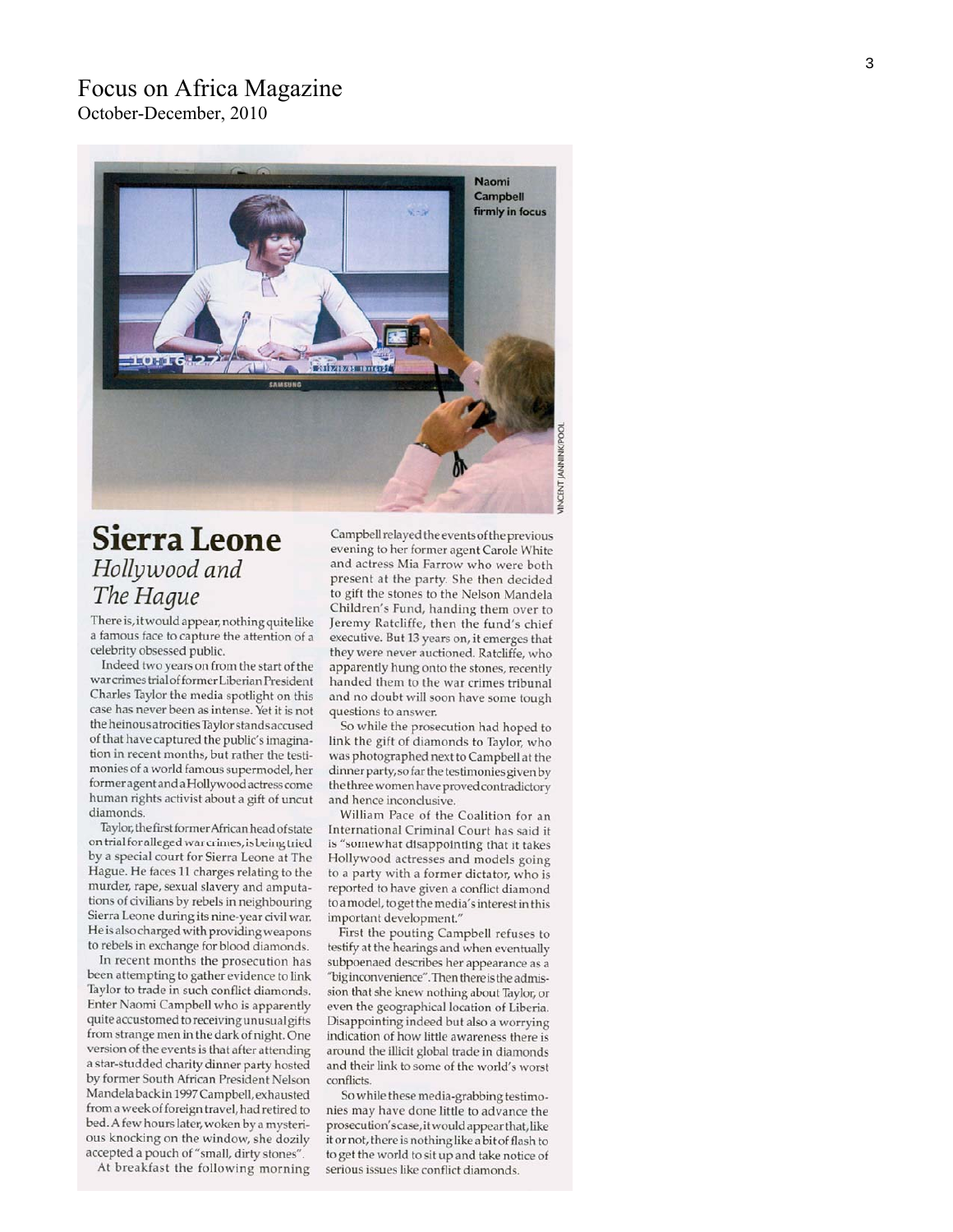Focus on Africa Magazine
October-December, 2010

Naomi Campbell firmly in focus

VINCENT JANNINK/POOL

# Sierra Leone

## *Hollywood and The Hague*

There is, it would appear, nothing quite like a famous face to capture the attention of a celebrity obsessed public.

Indeed two years on from the start of the war crimes trial of former Liberian President Charles Taylor the media spotlight on this case has never been as intense. Yet it is not the heinous atrocities Taylor stands accused of that have captured the public's imagination in recent months, but rather the testimonies of a world famous supermodel, her former agent and a Hollywood actress come human rights activist about a gift of uncut diamonds.

Taylor, the first former African head of state on trial for alleged war crimes, is being tried by a special court for Sierra Leone at The Hague. He faces 11 charges relating to the murder, rape, sexual slavery and amputations of civilians by rebels in neighbouring Sierra Leone during its nine-year civil war. He is also charged with providing weapons to rebels in exchange for blood diamonds.

In recent months the prosecution has been attempting to gather evidence to link Taylor to trade in such conflict diamonds. Enter Naomi Campbell who is apparently quite accustomed to receiving unusual gifts from strange men in the dark of night. One version of the events is that after attending a star-studded charity dinner party hosted by former South African President Nelson Mandela back in 1997 Campbell, exhausted from a week of foreign travel, had retired to bed. A few hours later, woken by a mysterious knocking on the window, she dozily accepted a pouch of "small, dirty stones".

At breakfast the following morning Campbell relayed the events of the previous evening to her former agent Carole White and actress Mia Farrow who were both present at the party. She then decided to gift the stones to the Nelson Mandela Children's Fund, handing them over to Jeremy Ratcliffe, then the fund's chief executive. But 13 years on, it emerges that they were never auctioned. Ratcliffe, who apparently hung onto the stones, recently handed them to the war crimes tribunal and no doubt will soon have some tough questions to answer.

So while the prosecution had hoped to link the gift of diamonds to Taylor, who was photographed next to Campbell at the dinner party, so far the testimonies given by the three women have proved contradictory and hence inconclusive.

William Pace of the Coalition for an International Criminal Court has said it is "somewhat disappointing that it takes Hollywood actresses and models going to a party with a former dictator, who is reported to have given a conflict diamond to a model, to get the media's interest in this important development."

First the pouting Campbell refuses to testify at the hearings and when eventually subpoenaed describes her appearance as a "big inconvenience". Then there is the admission that she knew nothing about Taylor, or even the geographical location of Liberia. Disappointing indeed but also a worrying indication of how little awareness there is around the illicit global trade in diamonds and their link to some of the world's worst conflicts.

So while these media-grabbing testimonies may have done little to advance the prosecution's case, it would appear that, like it or not, there is nothing like a bit of flash to get the world to sit up and take notice of serious issues like conflict diamonds.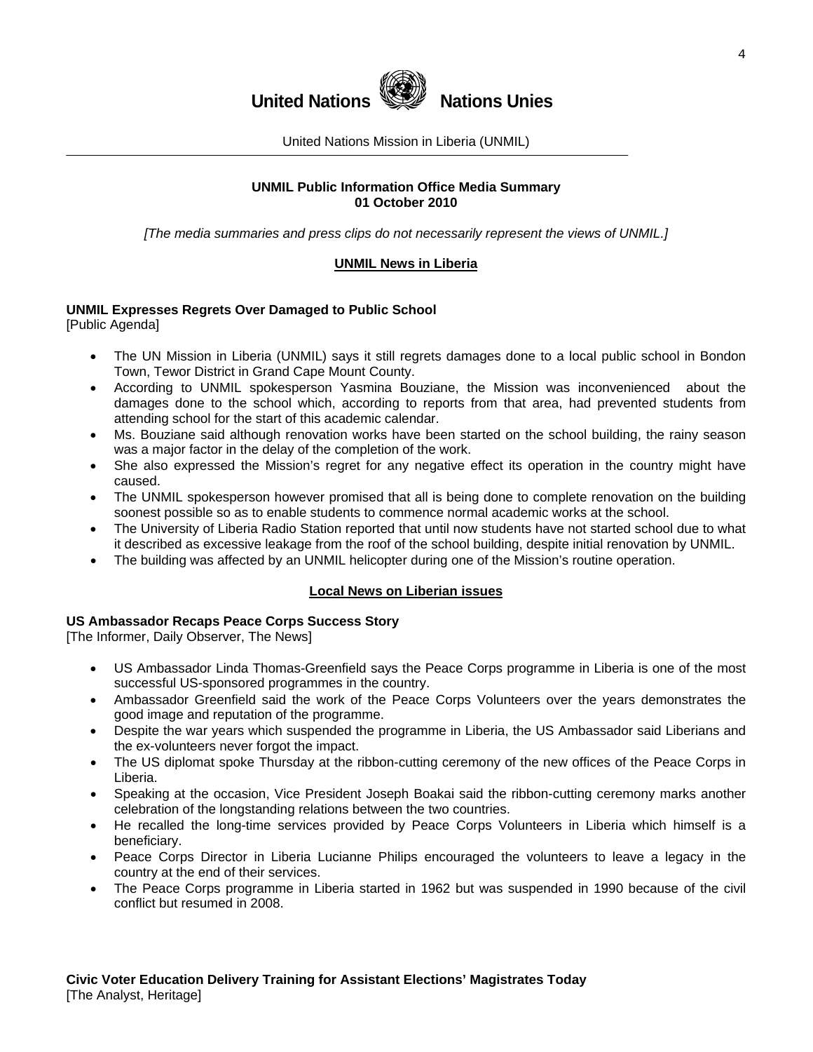**United Nations** **Nations Unies**

United Nations Mission in Liberia (UNMIL)

**UNMIL Public Information Office Media Summary**
**01 October 2010**

*[The media summaries and press clips do not necessarily represent the views of UNMIL.]*

## UNMIL News in Liberia

### UNMIL Expresses Regrets Over Damaged to Public School

[Public Agenda]

- The UN Mission in Liberia (UNMIL) says it still regrets damages done to a local public school in Bondon Town, Tewor District in Grand Cape Mount County.
- According to UNMIL spokesperson Yasmina Bouziane, the Mission was inconvenienced about the damages done to the school which, according to reports from that area, had prevented students from attending school for the start of this academic calendar.
- Ms. Bouziane said although renovation works have been started on the school building, the rainy season was a major factor in the delay of the completion of the work.
- She also expressed the Mission's regret for any negative effect its operation in the country might have caused.
- The UNMIL spokesperson however promised that all is being done to complete renovation on the building soonest possible so as to enable students to commence normal academic works at the school.
- The University of Liberia Radio Station reported that until now students have not started school due to what it described as excessive leakage from the roof of the school building, despite initial renovation by UNMIL.
- The building was affected by an UNMIL helicopter during one of the Mission's routine operation.

## Local News on Liberian issues

### US Ambassador Recaps Peace Corps Success Story

[The Informer, Daily Observer, The News]

- US Ambassador Linda Thomas-Greenfield says the Peace Corps programme in Liberia is one of the most successful US-sponsored programmes in the country.
- Ambassador Greenfield said the work of the Peace Corps Volunteers over the years demonstrates the good image and reputation of the programme.
- Despite the war years which suspended the programme in Liberia, the US Ambassador said Liberians and the ex-volunteers never forgot the impact.
- The US diplomat spoke Thursday at the ribbon-cutting ceremony of the new offices of the Peace Corps in Liberia.
- Speaking at the occasion, Vice President Joseph Boakai said the ribbon-cutting ceremony marks another celebration of the longstanding relations between the two countries.
- He recalled the long-time services provided by Peace Corps Volunteers in Liberia which himself is a beneficiary.
- Peace Corps Director in Liberia Lucianne Philips encouraged the volunteers to leave a legacy in the country at the end of their services.
- The Peace Corps programme in Liberia started in 1962 but was suspended in 1990 because of the civil conflict but resumed in 2008.

### Civic Voter Education Delivery Training for Assistant Elections' Magistrates Today

[The Analyst, Heritage]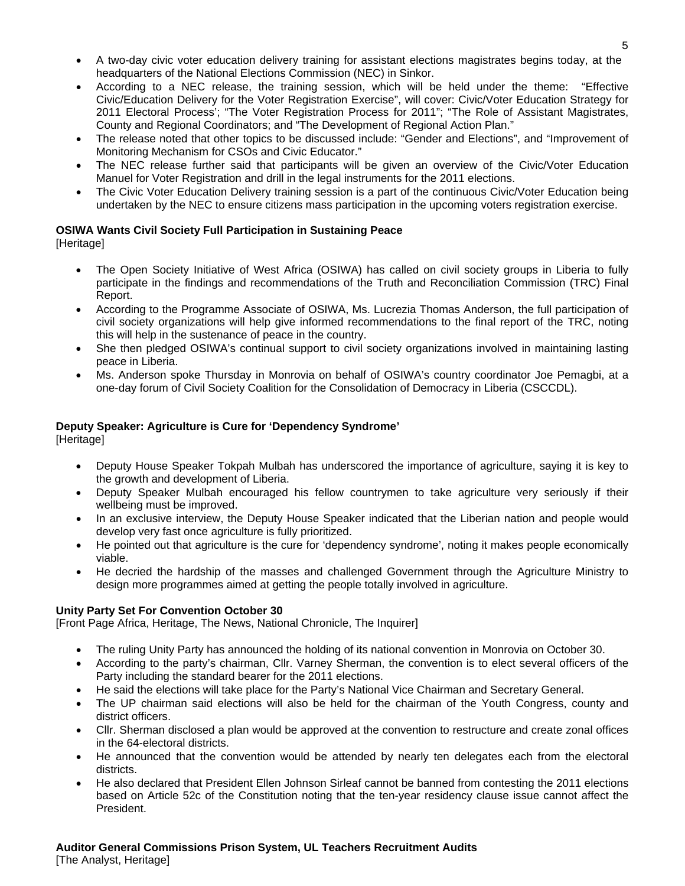- A two-day civic voter education delivery training for assistant elections magistrates begins today, at the headquarters of the National Elections Commission (NEC) in Sinkor.
- According to a NEC release, the training session, which will be held under the theme: "Effective Civic/Education Delivery for the Voter Registration Exercise", will cover: Civic/Voter Education Strategy for 2011 Electoral Process'; "The Voter Registration Process for 2011"; "The Role of Assistant Magistrates, County and Regional Coordinators; and "The Development of Regional Action Plan."
- The release noted that other topics to be discussed include: "Gender and Elections", and "Improvement of Monitoring Mechanism for CSOs and Civic Educator."
- The NEC release further said that participants will be given an overview of the Civic/Voter Education Manuel for Voter Registration and drill in the legal instruments for the 2011 elections.
- The Civic Voter Education Delivery training session is a part of the continuous Civic/Voter Education being undertaken by the NEC to ensure citizens mass participation in the upcoming voters registration exercise.

**OSIWA Wants Civil Society Full Participation in Sustaining Peace**
[Heritage]

- The Open Society Initiative of West Africa (OSIWA) has called on civil society groups in Liberia to fully participate in the findings and recommendations of the Truth and Reconciliation Commission (TRC) Final Report.
- According to the Programme Associate of OSIWA, Ms. Lucrezia Thomas Anderson, the full participation of civil society organizations will help give informed recommendations to the final report of the TRC, noting this will help in the sustenance of peace in the country.
- She then pledged OSIWA's continual support to civil society organizations involved in maintaining lasting peace in Liberia.
- Ms. Anderson spoke Thursday in Monrovia on behalf of OSIWA's country coordinator Joe Pemagbi, at a one-day forum of Civil Society Coalition for the Consolidation of Democracy in Liberia (CSCCDL).

**Deputy Speaker: Agriculture is Cure for 'Dependency Syndrome'**
[Heritage]

- Deputy House Speaker Tokpah Mulbah has underscored the importance of agriculture, saying it is key to the growth and development of Liberia.
- Deputy Speaker Mulbah encouraged his fellow countrymen to take agriculture very seriously if their wellbeing must be improved.
- In an exclusive interview, the Deputy House Speaker indicated that the Liberian nation and people would develop very fast once agriculture is fully prioritized.
- He pointed out that agriculture is the cure for 'dependency syndrome', noting it makes people economically viable.
- He decried the hardship of the masses and challenged Government through the Agriculture Ministry to design more programmes aimed at getting the people totally involved in agriculture.

**Unity Party Set For Convention October 30**
[Front Page Africa, Heritage, The News, National Chronicle, The Inquirer]

- The ruling Unity Party has announced the holding of its national convention in Monrovia on October 30.
- According to the party's chairman, Cllr. Varney Sherman, the convention is to elect several officers of the Party including the standard bearer for the 2011 elections.
- He said the elections will take place for the Party's National Vice Chairman and Secretary General.
- The UP chairman said elections will also be held for the chairman of the Youth Congress, county and district officers.
- Cllr. Sherman disclosed a plan would be approved at the convention to restructure and create zonal offices in the 64-electoral districts.
- He announced that the convention would be attended by nearly ten delegates each from the electoral districts.
- He also declared that President Ellen Johnson Sirleaf cannot be banned from contesting the 2011 elections based on Article 52c of the Constitution noting that the ten-year residency clause issue cannot affect the President.

**Auditor General Commissions Prison System, UL Teachers Recruitment Audits**
[The Analyst, Heritage]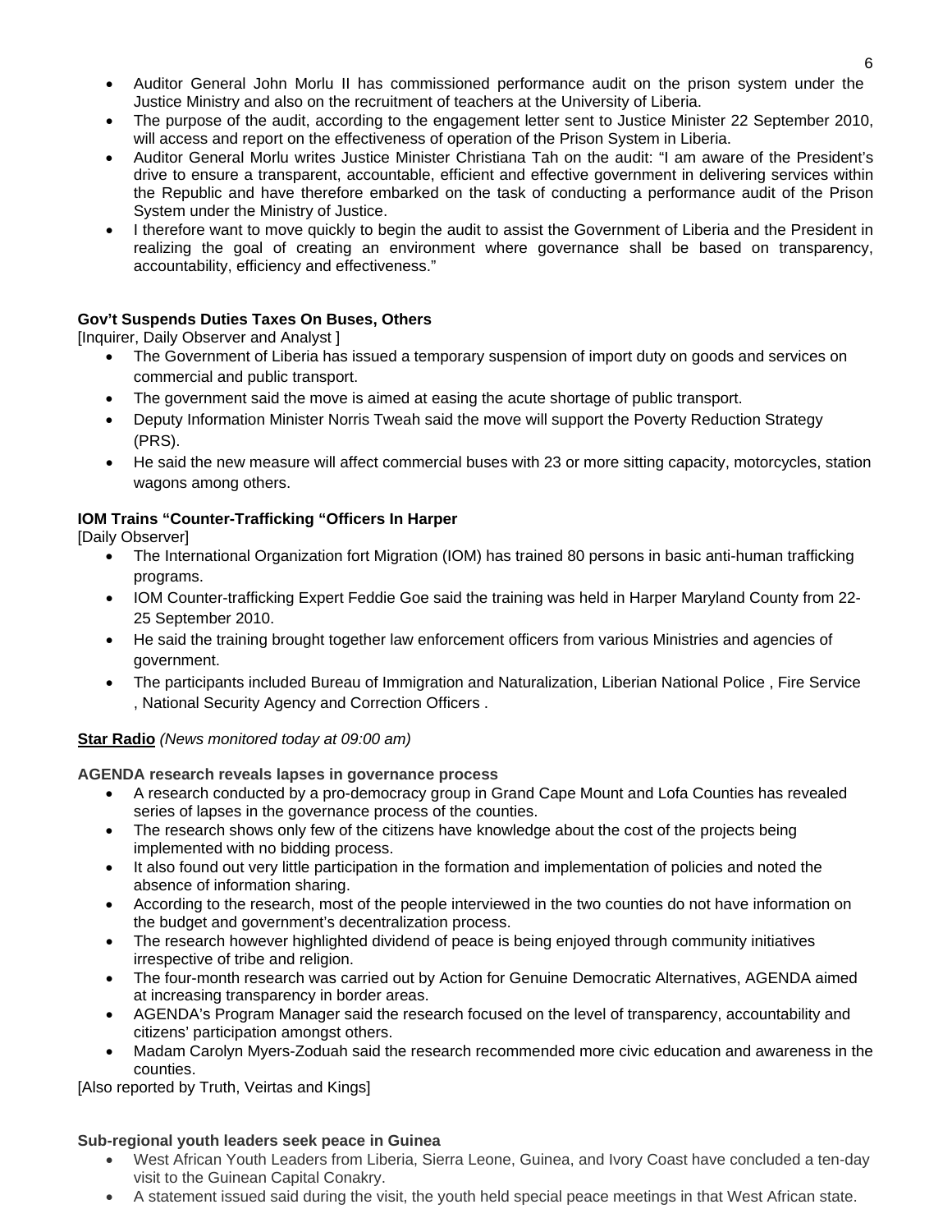- Auditor General John Morlu II has commissioned performance audit on the prison system under the Justice Ministry and also on the recruitment of teachers at the University of Liberia.
- The purpose of the audit, according to the engagement letter sent to Justice Minister 22 September 2010, will access and report on the effectiveness of operation of the Prison System in Liberia.
- Auditor General Morlu writes Justice Minister Christiana Tah on the audit: "I am aware of the President's drive to ensure a transparent, accountable, efficient and effective government in delivering services within the Republic and have therefore embarked on the task of conducting a performance audit of the Prison System under the Ministry of Justice.
- I therefore want to move quickly to begin the audit to assist the Government of Liberia and the President in realizing the goal of creating an environment where governance shall be based on transparency, accountability, efficiency and effectiveness."

**Gov't Suspends Duties Taxes On Buses, Others**

[Inquirer, Daily Observer and Analyst ]

- The Government of Liberia has issued a temporary suspension of import duty on goods and services on commercial and public transport.
- The government said the move is aimed at easing the acute shortage of public transport.
- Deputy Information Minister Norris Tweah said the move will support the Poverty Reduction Strategy (PRS).
- He said the new measure will affect commercial buses with 23 or more sitting capacity, motorcycles, station wagons among others.

**IOM Trains "Counter-Trafficking "Officers In Harper**

[Daily Observer]

- The International Organization fort Migration (IOM) has trained 80 persons in basic anti-human trafficking programs.
- IOM Counter-trafficking Expert Feddie Goe said the training was held in Harper Maryland County from 22-25 September 2010.
- He said the training brought together law enforcement officers from various Ministries and agencies of government.
- The participants included Bureau of Immigration and Naturalization, Liberian National Police , Fire Service , National Security Agency and Correction Officers .

**Star Radio** *(News monitored today at 09:00 am)*

**AGENDA research reveals lapses in governance process**

- A research conducted by a pro-democracy group in Grand Cape Mount and Lofa Counties has revealed series of lapses in the governance process of the counties.
- The research shows only few of the citizens have knowledge about the cost of the projects being implemented with no bidding process.
- It also found out very little participation in the formation and implementation of policies and noted the absence of information sharing.
- According to the research, most of the people interviewed in the two counties do not have information on the budget and government's decentralization process.
- The research however highlighted dividend of peace is being enjoyed through community initiatives irrespective of tribe and religion.
- The four-month research was carried out by Action for Genuine Democratic Alternatives, AGENDA aimed at increasing transparency in border areas.
- AGENDA's Program Manager said the research focused on the level of transparency, accountability and citizens' participation amongst others.
- Madam Carolyn Myers-Zoduah said the research recommended more civic education and awareness in the counties.

[Also reported by Truth, Veirtas and Kings]

**Sub-regional youth leaders seek peace in Guinea**

- West African Youth Leaders from Liberia, Sierra Leone, Guinea, and Ivory Coast have concluded a ten-day visit to the Guinean Capital Conakry.
- A statement issued said during the visit, the youth held special peace meetings in that West African state.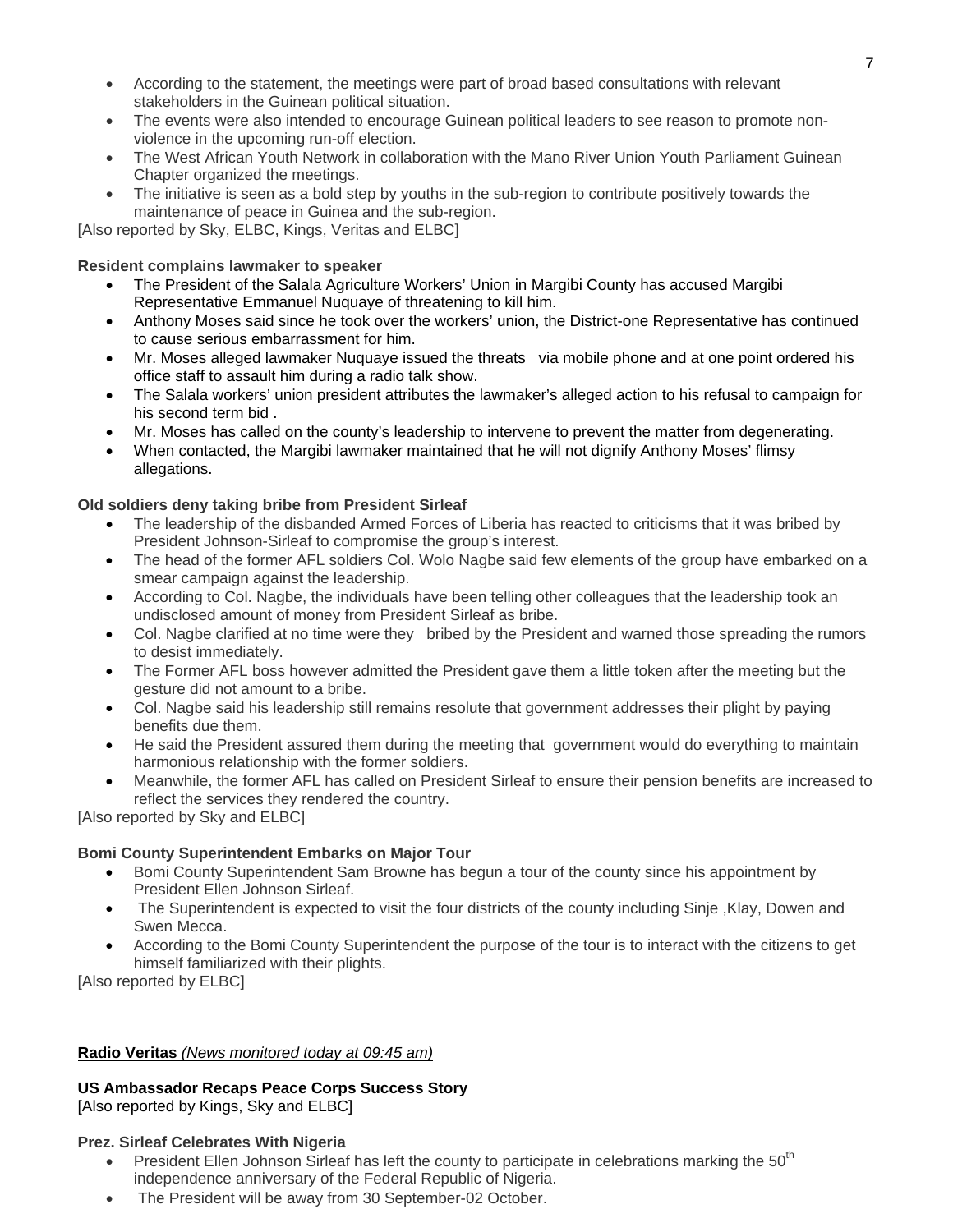- According to the statement, the meetings were part of broad based consultations with relevant stakeholders in the Guinean political situation.
- The events were also intended to encourage Guinean political leaders to see reason to promote non-violence in the upcoming run-off election.
- The West African Youth Network in collaboration with the Mano River Union Youth Parliament Guinean Chapter organized the meetings.
- The initiative is seen as a bold step by youths in the sub-region to contribute positively towards the maintenance of peace in Guinea and the sub-region.

[Also reported by Sky, ELBC, Kings, Veritas and ELBC]

**Resident complains lawmaker to speaker**

- The President of the Salala Agriculture Workers' Union in Margibi County has accused Margibi Representative Emmanuel Nuquaye of threatening to kill him.
- Anthony Moses said since he took over the workers' union, the District-one Representative has continued to cause serious embarrassment for him.
- Mr. Moses alleged lawmaker Nuquaye issued the threats via mobile phone and at one point ordered his office staff to assault him during a radio talk show.
- The Salala workers' union president attributes the lawmaker's alleged action to his refusal to campaign for his second term bid .
- Mr. Moses has called on the county's leadership to intervene to prevent the matter from degenerating.
- When contacted, the Margibi lawmaker maintained that he will not dignify Anthony Moses' flimsy allegations.

**Old soldiers deny taking bribe from President Sirleaf**

- The leadership of the disbanded Armed Forces of Liberia has reacted to criticisms that it was bribed by President Johnson-Sirleaf to compromise the group's interest.
- The head of the former AFL soldiers Col. Wolo Nagbe said few elements of the group have embarked on a smear campaign against the leadership.
- According to Col. Nagbe, the individuals have been telling other colleagues that the leadership took an undisclosed amount of money from President Sirleaf as bribe.
- Col. Nagbe clarified at no time were they bribed by the President and warned those spreading the rumors to desist immediately.
- The Former AFL boss however admitted the President gave them a little token after the meeting but the gesture did not amount to a bribe.
- Col. Nagbe said his leadership still remains resolute that government addresses their plight by paying benefits due them.
- He said the President assured them during the meeting that government would do everything to maintain harmonious relationship with the former soldiers.
- Meanwhile, the former AFL has called on President Sirleaf to ensure their pension benefits are increased to reflect the services they rendered the country.

[Also reported by Sky and ELBC]

**Bomi County Superintendent Embarks on Major Tour**

- Bomi County Superintendent Sam Browne has begun a tour of the county since his appointment by President Ellen Johnson Sirleaf.
- The Superintendent is expected to visit the four districts of the county including Sinje ,Klay, Dowen and Swen Mecca.
- According to the Bomi County Superintendent the purpose of the tour is to interact with the citizens to get himself familiarized with their plights.

[Also reported by ELBC]

**Radio Veritas** *(News monitored today at 09:45 am)*

**US Ambassador Recaps Peace Corps Success Story**
[Also reported by Kings, Sky and ELBC]

**Prez. Sirleaf Celebrates With Nigeria**

- President Ellen Johnson Sirleaf has left the county to participate in celebrations marking the 50th independence anniversary of the Federal Republic of Nigeria.
- The President will be away from 30 September-02 October.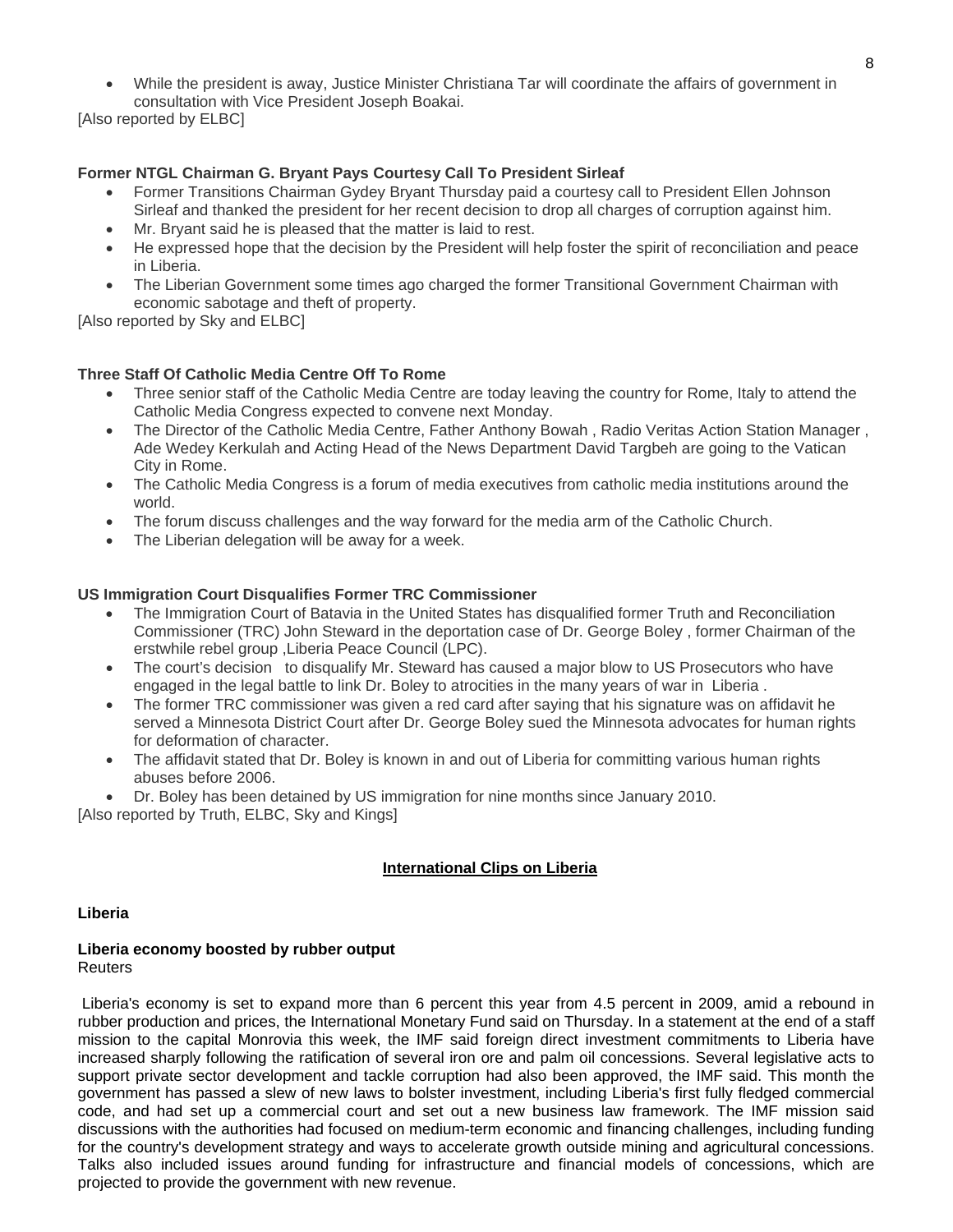- While the president is away, Justice Minister Christiana Tar will coordinate the affairs of government in consultation with Vice President Joseph Boakai.

[Also reported by ELBC]

**Former NTGL Chairman G. Bryant Pays Courtesy Call To President Sirleaf**

- Former Transitions Chairman Gydey Bryant Thursday paid a courtesy call to President Ellen Johnson Sirleaf and thanked the president for her recent decision to drop all charges of corruption against him.
- Mr. Bryant said he is pleased that the matter is laid to rest.
- He expressed hope that the decision by the President will help foster the spirit of reconciliation and peace in Liberia.
- The Liberian Government some times ago charged the former Transitional Government Chairman with economic sabotage and theft of property.

[Also reported by Sky and ELBC]

**Three Staff Of Catholic Media Centre Off To Rome**

- Three senior staff of the Catholic Media Centre are today leaving the country for Rome, Italy to attend the Catholic Media Congress expected to convene next Monday.
- The Director of the Catholic Media Centre, Father Anthony Bowah , Radio Veritas Action Station Manager , Ade Wedey Kerkulah and Acting Head of the News Department David Targbeh are going to the Vatican City in Rome.
- The Catholic Media Congress is a forum of media executives from catholic media institutions around the world.
- The forum discuss challenges and the way forward for the media arm of the Catholic Church.
- The Liberian delegation will be away for a week.

**US Immigration Court Disqualifies Former TRC Commissioner**

- The Immigration Court of Batavia in the United States has disqualified former Truth and Reconciliation Commissioner (TRC) John Steward in the deportation case of Dr. George Boley , former Chairman of the erstwhile rebel group ,Liberia Peace Council (LPC).
- The court's decision to disqualify Mr. Steward has caused a major blow to US Prosecutors who have engaged in the legal battle to link Dr. Boley to atrocities in the many years of war in Liberia .
- The former TRC commissioner was given a red card after saying that his signature was on affidavit he served a Minnesota District Court after Dr. George Boley sued the Minnesota advocates for human rights for deformation of character.
- The affidavit stated that Dr. Boley is known in and out of Liberia for committing various human rights abuses before 2006.
- Dr. Boley has been detained by US immigration for nine months since January 2010.

[Also reported by Truth, ELBC, Sky and Kings]

## International Clips on Liberia

**Liberia**

**Liberia economy boosted by rubber output**
Reuters

Liberia's economy is set to expand more than 6 percent this year from 4.5 percent in 2009, amid a rebound in rubber production and prices, the International Monetary Fund said on Thursday. In a statement at the end of a staff mission to the capital Monrovia this week, the IMF said foreign direct investment commitments to Liberia have increased sharply following the ratification of several iron ore and palm oil concessions. Several legislative acts to support private sector development and tackle corruption had also been approved, the IMF said. This month the government has passed a slew of new laws to bolster investment, including Liberia's first fully fledged commercial code, and had set up a commercial court and set out a new business law framework. The IMF mission said discussions with the authorities had focused on medium-term economic and financing challenges, including funding for the country's development strategy and ways to accelerate growth outside mining and agricultural concessions. Talks also included issues around funding for infrastructure and financial models of concessions, which are projected to provide the government with new revenue.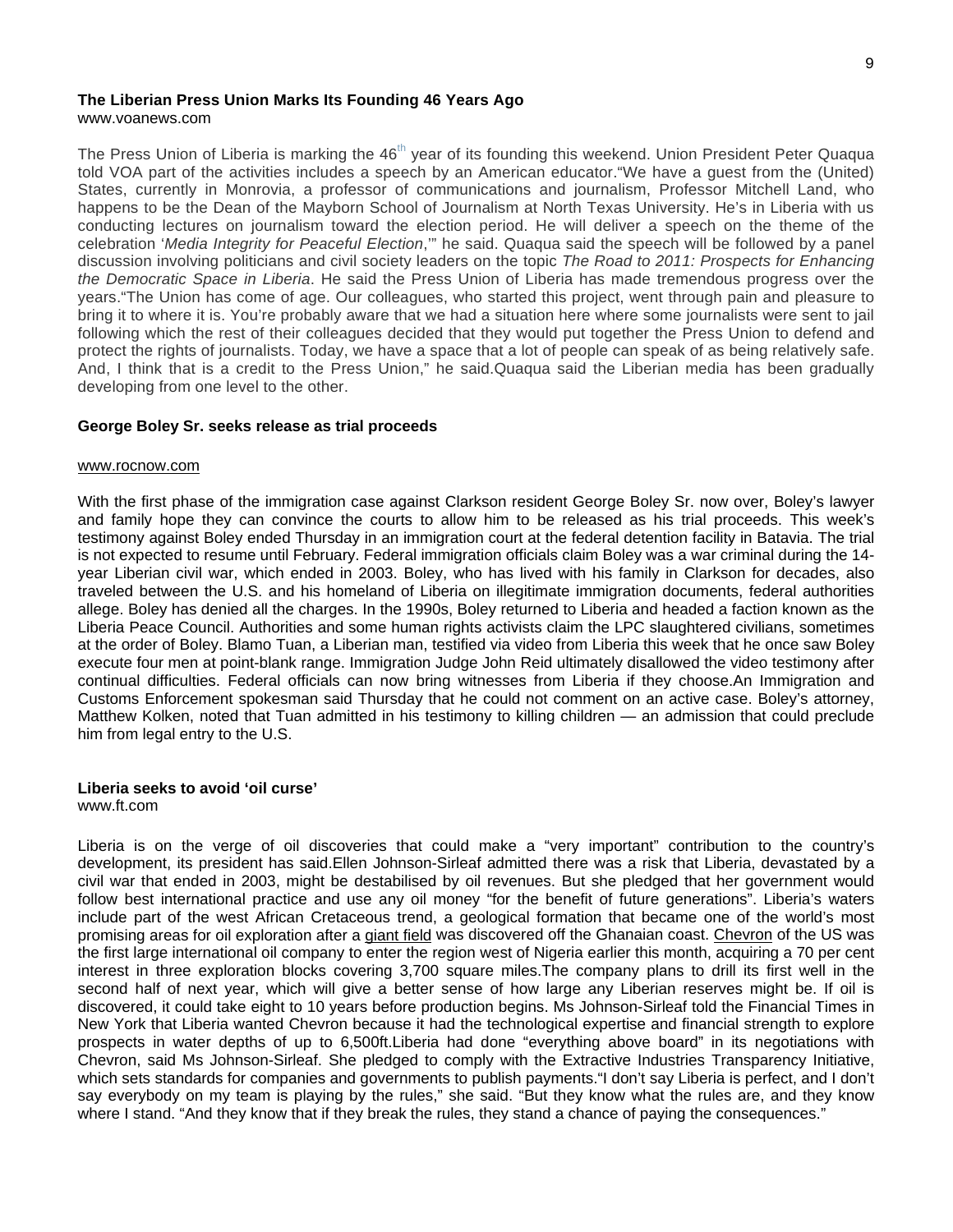**The Liberian Press Union Marks Its Founding 46 Years Ago**
www.voanews.com

The Press Union of Liberia is marking the 46th year of its founding this weekend. Union President Peter Quaqua told VOA part of the activities includes a speech by an American educator."We have a guest from the (United) States, currently in Monrovia, a professor of communications and journalism, Professor Mitchell Land, who happens to be the Dean of the Mayborn School of Journalism at North Texas University. He's in Liberia with us conducting lectures on journalism toward the election period. He will deliver a speech on the theme of the celebration '*Media Integrity for Peaceful Election*,'" he said. Quaqua said the speech will be followed by a panel discussion involving politicians and civil society leaders on the topic *The Road to 2011: Prospects for Enhancing the Democratic Space in Liberia*. He said the Press Union of Liberia has made tremendous progress over the years."The Union has come of age. Our colleagues, who started this project, went through pain and pleasure to bring it to where it is. You're probably aware that we had a situation here where some journalists were sent to jail following which the rest of their colleagues decided that they would put together the Press Union to defend and protect the rights of journalists. Today, we have a space that a lot of people can speak of as being relatively safe. And, I think that is a credit to the Press Union," he said.Quaqua said the Liberian media has been gradually developing from one level to the other.

**George Boley Sr. seeks release as trial proceeds**

www.rocnow.com

With the first phase of the immigration case against Clarkson resident George Boley Sr. now over, Boley's lawyer and family hope they can convince the courts to allow him to be released as his trial proceeds. This week's testimony against Boley ended Thursday in an immigration court at the federal detention facility in Batavia. The trial is not expected to resume until February. Federal immigration officials claim Boley was a war criminal during the 14-year Liberian civil war, which ended in 2003. Boley, who has lived with his family in Clarkson for decades, also traveled between the U.S. and his homeland of Liberia on illegitimate immigration documents, federal authorities allege. Boley has denied all the charges. In the 1990s, Boley returned to Liberia and headed a faction known as the Liberia Peace Council. Authorities and some human rights activists claim the LPC slaughtered civilians, sometimes at the order of Boley. Blamo Tuan, a Liberian man, testified via video from Liberia this week that he once saw Boley execute four men at point-blank range. Immigration Judge John Reid ultimately disallowed the video testimony after continual difficulties. Federal officials can now bring witnesses from Liberia if they choose.An Immigration and Customs Enforcement spokesman said Thursday that he could not comment on an active case. Boley's attorney, Matthew Kolken, noted that Tuan admitted in his testimony to killing children — an admission that could preclude him from legal entry to the U.S.

**Liberia seeks to avoid 'oil curse'**
www.ft.com

Liberia is on the verge of oil discoveries that could make a "very important" contribution to the country's development, its president has said.Ellen Johnson-Sirleaf admitted there was a risk that Liberia, devastated by a civil war that ended in 2003, might be destabilised by oil revenues. But she pledged that her government would follow best international practice and use any oil money "for the benefit of future generations". Liberia's waters include part of the west African Cretaceous trend, a geological formation that became one of the world's most promising areas for oil exploration after a giant field was discovered off the Ghanaian coast. Chevron of the US was the first large international oil company to enter the region west of Nigeria earlier this month, acquiring a 70 per cent interest in three exploration blocks covering 3,700 square miles.The company plans to drill its first well in the second half of next year, which will give a better sense of how large any Liberian reserves might be. If oil is discovered, it could take eight to 10 years before production begins. Ms Johnson-Sirleaf told the Financial Times in New York that Liberia wanted Chevron because it had the technological expertise and financial strength to explore prospects in water depths of up to 6,500ft.Liberia had done "everything above board" in its negotiations with Chevron, said Ms Johnson-Sirleaf. She pledged to comply with the Extractive Industries Transparency Initiative, which sets standards for companies and governments to publish payments."I don't say Liberia is perfect, and I don't say everybody on my team is playing by the rules," she said. "But they know what the rules are, and they know where I stand. "And they know that if they break the rules, they stand a chance of paying the consequences."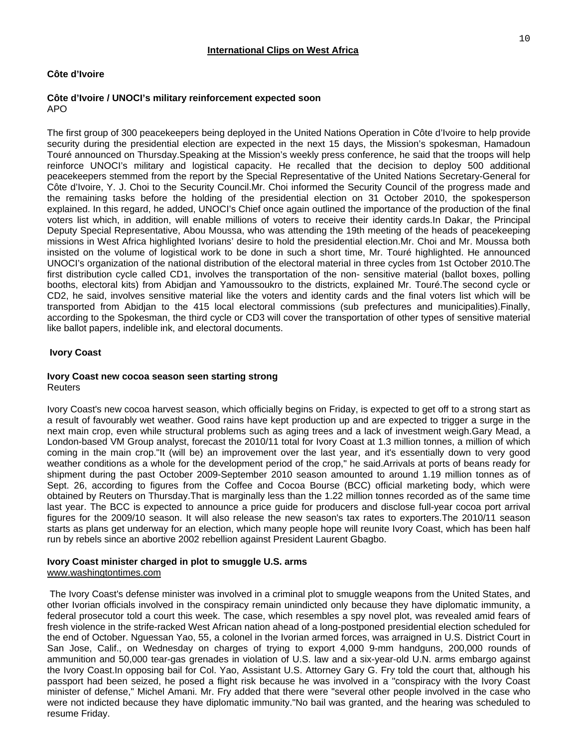## International Clips on West Africa

### Côte d'Ivoire

**Côte d'Ivoire / UNOCI's military reinforcement expected soon**
APO

The first group of 300 peacekeepers being deployed in the United Nations Operation in Côte d'Ivoire to help provide security during the presidential election are expected in the next 15 days, the Mission's spokesman, Hamadoun Touré announced on Thursday.Speaking at the Mission's weekly press conference, he said that the troops will help reinforce UNOCI's military and logistical capacity. He recalled that the decision to deploy 500 additional peacekeepers stemmed from the report by the Special Representative of the United Nations Secretary-General for Côte d'Ivoire, Y. J. Choi to the Security Council.Mr. Choi informed the Security Council of the progress made and the remaining tasks before the holding of the presidential election on 31 October 2010, the spokesperson explained. In this regard, he added, UNOCI's Chief once again outlined the importance of the production of the final voters list which, in addition, will enable millions of voters to receive their identity cards.In Dakar, the Principal Deputy Special Representative, Abou Moussa, who was attending the 19th meeting of the heads of peacekeeping missions in West Africa highlighted Ivorians' desire to hold the presidential election.Mr. Choi and Mr. Moussa both insisted on the volume of logistical work to be done in such a short time, Mr. Touré highlighted. He announced UNOCI's organization of the national distribution of the electoral material in three cycles from 1st October 2010.The first distribution cycle called CD1, involves the transportation of the non- sensitive material (ballot boxes, polling booths, electoral kits) from Abidjan and Yamoussoukro to the districts, explained Mr. Touré.The second cycle or CD2, he said, involves sensitive material like the voters and identity cards and the final voters list which will be transported from Abidjan to the 415 local electoral commissions (sub prefectures and municipalities).Finally, according to the Spokesman, the third cycle or CD3 will cover the transportation of other types of sensitive material like ballot papers, indelible ink, and electoral documents.

### Ivory Coast

**Ivory Coast new cocoa season seen starting strong**
Reuters

Ivory Coast's new cocoa harvest season, which officially begins on Friday, is expected to get off to a strong start as a result of favourably wet weather. Good rains have kept production up and are expected to trigger a surge in the next main crop, even while structural problems such as aging trees and a lack of investment weigh.Gary Mead, a London-based VM Group analyst, forecast the 2010/11 total for Ivory Coast at 1.3 million tonnes, a million of which coming in the main crop."It (will be) an improvement over the last year, and it's essentially down to very good weather conditions as a whole for the development period of the crop," he said.Arrivals at ports of beans ready for shipment during the past October 2009-September 2010 season amounted to around 1.19 million tonnes as of Sept. 26, according to figures from the Coffee and Cocoa Bourse (BCC) official marketing body, which were obtained by Reuters on Thursday.That is marginally less than the 1.22 million tonnes recorded as of the same time last year. The BCC is expected to announce a price guide for producers and disclose full-year cocoa port arrival figures for the 2009/10 season. It will also release the new season's tax rates to exporters.The 2010/11 season starts as plans get underway for an election, which many people hope will reunite Ivory Coast, which has been half run by rebels since an abortive 2002 rebellion against President Laurent Gbagbo.

**Ivory Coast minister charged in plot to smuggle U.S. arms**
www.washingtontimes.com

The Ivory Coast's defense minister was involved in a criminal plot to smuggle weapons from the United States, and other Ivorian officials involved in the conspiracy remain unindicted only because they have diplomatic immunity, a federal prosecutor told a court this week. The case, which resembles a spy novel plot, was revealed amid fears of fresh violence in the strife-racked West African nation ahead of a long-postponed presidential election scheduled for the end of October. Nguessan Yao, 55, a colonel in the Ivorian armed forces, was arraigned in U.S. District Court in San Jose, Calif., on Wednesday on charges of trying to export 4,000 9-mm handguns, 200,000 rounds of ammunition and 50,000 tear-gas grenades in violation of U.S. law and a six-year-old U.N. arms embargo against the Ivory Coast.In opposing bail for Col. Yao, Assistant U.S. Attorney Gary G. Fry told the court that, although his passport had been seized, he posed a flight risk because he was involved in a "conspiracy with the Ivory Coast minister of defense," Michel Amani. Mr. Fry added that there were "several other people involved in the case who were not indicted because they have diplomatic immunity."No bail was granted, and the hearing was scheduled to resume Friday.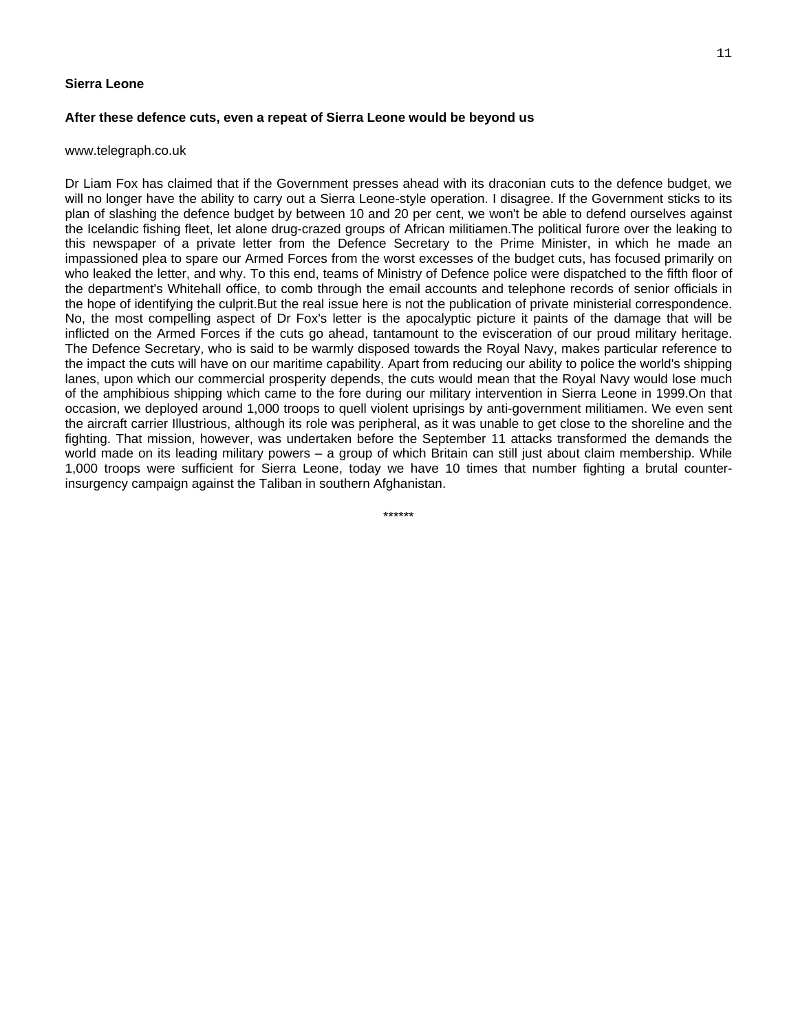**Sierra Leone**

**After these defence cuts, even a repeat of Sierra Leone would be beyond us**

www.telegraph.co.uk

Dr Liam Fox has claimed that if the Government presses ahead with its draconian cuts to the defence budget, we will no longer have the ability to carry out a Sierra Leone-style operation. I disagree. If the Government sticks to its plan of slashing the defence budget by between 10 and 20 per cent, we won't be able to defend ourselves against the Icelandic fishing fleet, let alone drug-crazed groups of African militiamen.The political furore over the leaking to this newspaper of a private letter from the Defence Secretary to the Prime Minister, in which he made an impassioned plea to spare our Armed Forces from the worst excesses of the budget cuts, has focused primarily on who leaked the letter, and why. To this end, teams of Ministry of Defence police were dispatched to the fifth floor of the department's Whitehall office, to comb through the email accounts and telephone records of senior officials in the hope of identifying the culprit.But the real issue here is not the publication of private ministerial correspondence. No, the most compelling aspect of Dr Fox's letter is the apocalyptic picture it paints of the damage that will be inflicted on the Armed Forces if the cuts go ahead, tantamount to the evisceration of our proud military heritage. The Defence Secretary, who is said to be warmly disposed towards the Royal Navy, makes particular reference to the impact the cuts will have on our maritime capability. Apart from reducing our ability to police the world's shipping lanes, upon which our commercial prosperity depends, the cuts would mean that the Royal Navy would lose much of the amphibious shipping which came to the fore during our military intervention in Sierra Leone in 1999.On that occasion, we deployed around 1,000 troops to quell violent uprisings by anti-government militiamen. We even sent the aircraft carrier Illustrious, although its role was peripheral, as it was unable to get close to the shoreline and the fighting. That mission, however, was undertaken before the September 11 attacks transformed the demands the world made on its leading military powers – a group of which Britain can still just about claim membership. While 1,000 troops were sufficient for Sierra Leone, today we have 10 times that number fighting a brutal counter-insurgency campaign against the Taliban in southern Afghanistan.

******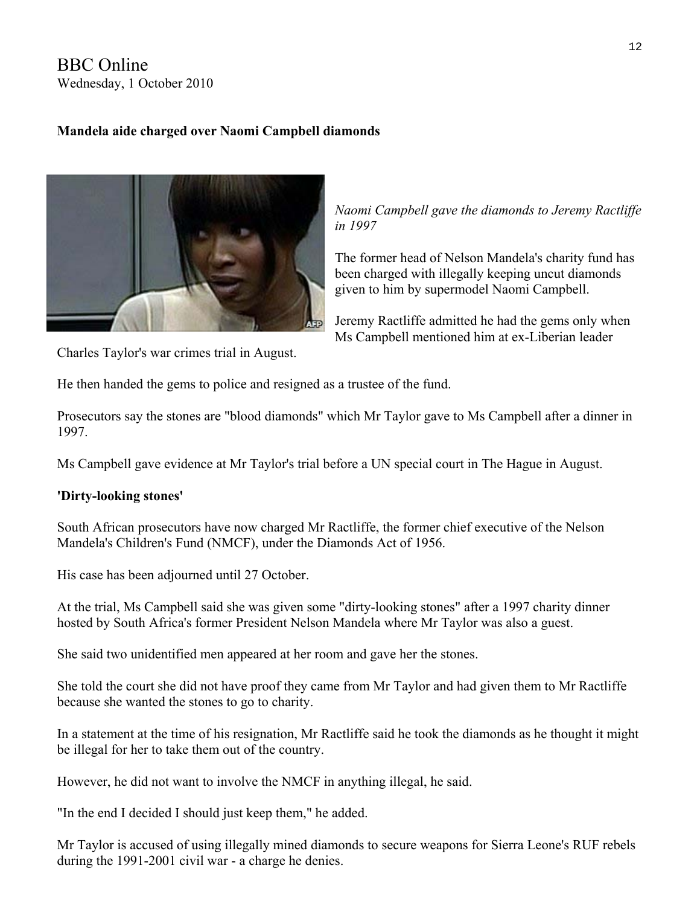BBC Online
Wednesday, 1 October 2010

**Mandela aide charged over Naomi Campbell diamonds**

*Naomi Campbell gave the diamonds to Jeremy Ractliffe in 1997*

The former head of Nelson Mandela's charity fund has been charged with illegally keeping uncut diamonds given to him by supermodel Naomi Campbell.

Jeremy Ractliffe admitted he had the gems only when Ms Campbell mentioned him at ex-Liberian leader Charles Taylor's war crimes trial in August.

He then handed the gems to police and resigned as a trustee of the fund.

Prosecutors say the stones are "blood diamonds" which Mr Taylor gave to Ms Campbell after a dinner in 1997.

Ms Campbell gave evidence at Mr Taylor's trial before a UN special court in The Hague in August.

**'Dirty-looking stones'**

South African prosecutors have now charged Mr Ractliffe, the former chief executive of the Nelson Mandela's Children's Fund (NMCF), under the Diamonds Act of 1956.

His case has been adjourned until 27 October.

At the trial, Ms Campbell said she was given some "dirty-looking stones" after a 1997 charity dinner hosted by South Africa's former President Nelson Mandela where Mr Taylor was also a guest.

She said two unidentified men appeared at her room and gave her the stones.

She told the court she did not have proof they came from Mr Taylor and had given them to Mr Ractliffe because she wanted the stones to go to charity.

In a statement at the time of his resignation, Mr Ractliffe said he took the diamonds as he thought it might be illegal for her to take them out of the country.

However, he did not want to involve the NMCF in anything illegal, he said.

"In the end I decided I should just keep them," he added.

Mr Taylor is accused of using illegally mined diamonds to secure weapons for Sierra Leone's RUF rebels during the 1991-2001 civil war - a charge he denies.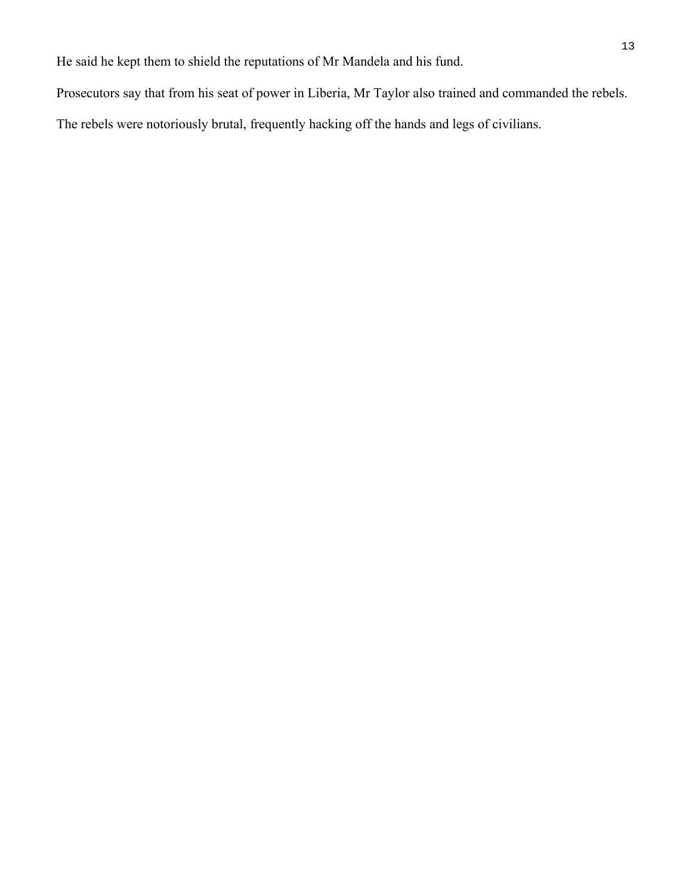He said he kept them to shield the reputations of Mr Mandela and his fund.

Prosecutors say that from his seat of power in Liberia, Mr Taylor also trained and commanded the rebels.

The rebels were notoriously brutal, frequently hacking off the hands and legs of civilians.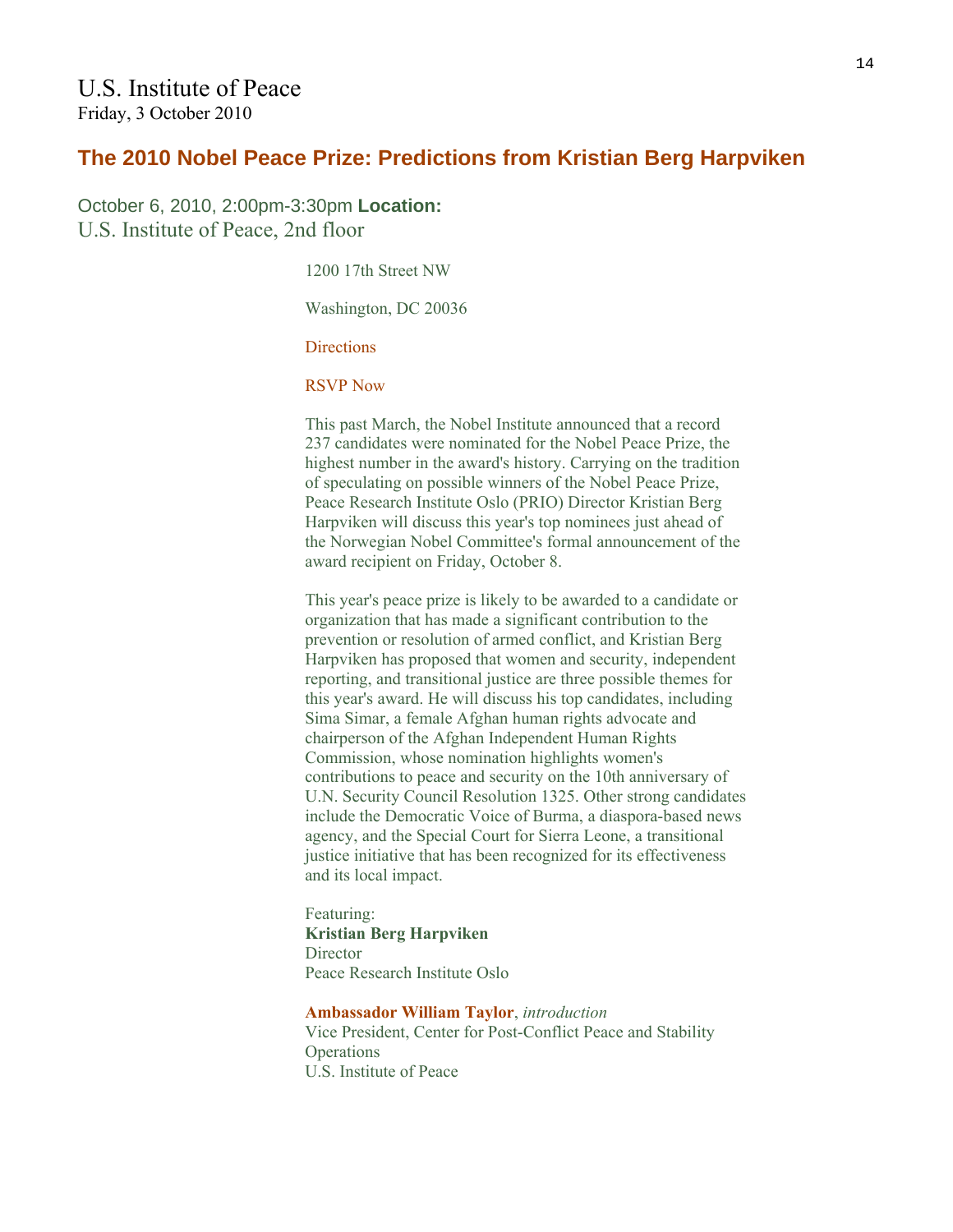U.S. Institute of Peace
Friday, 3 October 2010

## The 2010 Nobel Peace Prize: Predictions from Kristian Berg Harpviken

October 6, 2010, 2:00pm-3:30pm **Location:**
U.S. Institute of Peace, 2nd floor

1200 17th Street NW

Washington, DC 20036

Directions

RSVP Now

This past March, the Nobel Institute announced that a record 237 candidates were nominated for the Nobel Peace Prize, the highest number in the award's history. Carrying on the tradition of speculating on possible winners of the Nobel Peace Prize, Peace Research Institute Oslo (PRIO) Director Kristian Berg Harpviken will discuss this year's top nominees just ahead of the Norwegian Nobel Committee's formal announcement of the award recipient on Friday, October 8.

This year's peace prize is likely to be awarded to a candidate or organization that has made a significant contribution to the prevention or resolution of armed conflict, and Kristian Berg Harpviken has proposed that women and security, independent reporting, and transitional justice are three possible themes for this year's award. He will discuss his top candidates, including Sima Simar, a female Afghan human rights advocate and chairperson of the Afghan Independent Human Rights Commission, whose nomination highlights women's contributions to peace and security on the 10th anniversary of U.N. Security Council Resolution 1325. Other strong candidates include the Democratic Voice of Burma, a diaspora-based news agency, and the Special Court for Sierra Leone, a transitional justice initiative that has been recognized for its effectiveness and its local impact.

Featuring:
**Kristian Berg Harpviken**
Director
Peace Research Institute Oslo

**Ambassador William Taylor**, *introduction*
Vice President, Center for Post-Conflict Peace and Stability Operations
U.S. Institute of Peace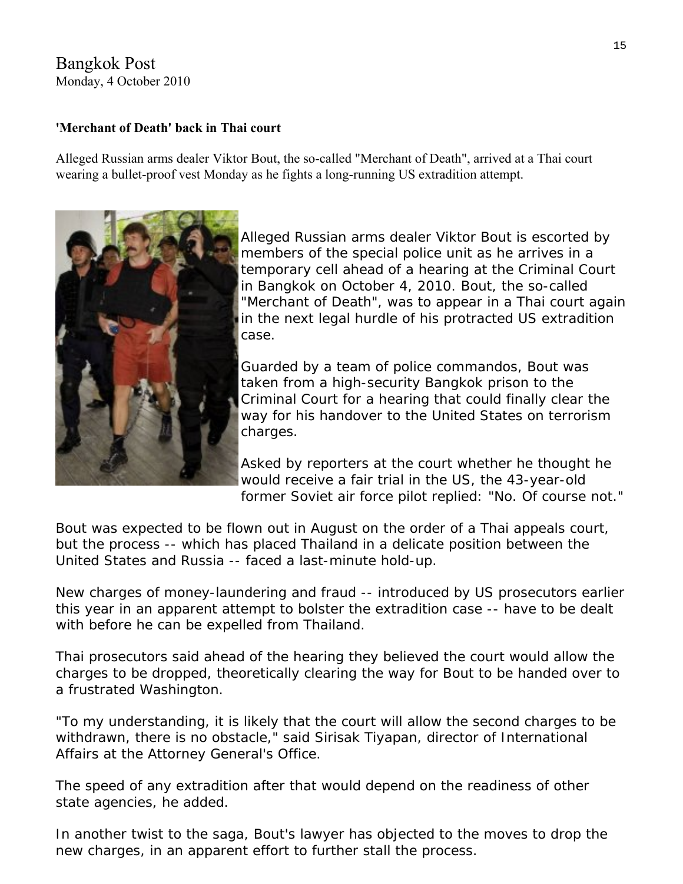Bangkok Post
Monday, 4 October 2010

**'Merchant of Death' back in Thai court**

Alleged Russian arms dealer Viktor Bout, the so-called "Merchant of Death", arrived at a Thai court wearing a bullet-proof vest Monday as he fights a long-running US extradition attempt.

Alleged Russian arms dealer Viktor Bout is escorted by members of the special police unit as he arrives in a temporary cell ahead of a hearing at the Criminal Court in Bangkok on October 4, 2010. Bout, the so-called "Merchant of Death", was to appear in a Thai court again in the next legal hurdle of his protracted US extradition case.

Guarded by a team of police commandos, Bout was taken from a high-security Bangkok prison to the Criminal Court for a hearing that could finally clear the way for his handover to the United States on terrorism charges.

Asked by reporters at the court whether he thought he would receive a fair trial in the US, the 43-year-old former Soviet air force pilot replied: "No. Of course not."

Bout was expected to be flown out in August on the order of a Thai appeals court, but the process -- which has placed Thailand in a delicate position between the United States and Russia -- faced a last-minute hold-up.

New charges of money-laundering and fraud -- introduced by US prosecutors earlier this year in an apparent attempt to bolster the extradition case -- have to be dealt with before he can be expelled from Thailand.

Thai prosecutors said ahead of the hearing they believed the court would allow the charges to be dropped, theoretically clearing the way for Bout to be handed over to a frustrated Washington.

"To my understanding, it is likely that the court will allow the second charges to be withdrawn, there is no obstacle," said Sirisak Tiyapan, director of International Affairs at the Attorney General's Office.

The speed of any extradition after that would depend on the readiness of other state agencies, he added.

In another twist to the saga, Bout's lawyer has objected to the moves to drop the new charges, in an apparent effort to further stall the process.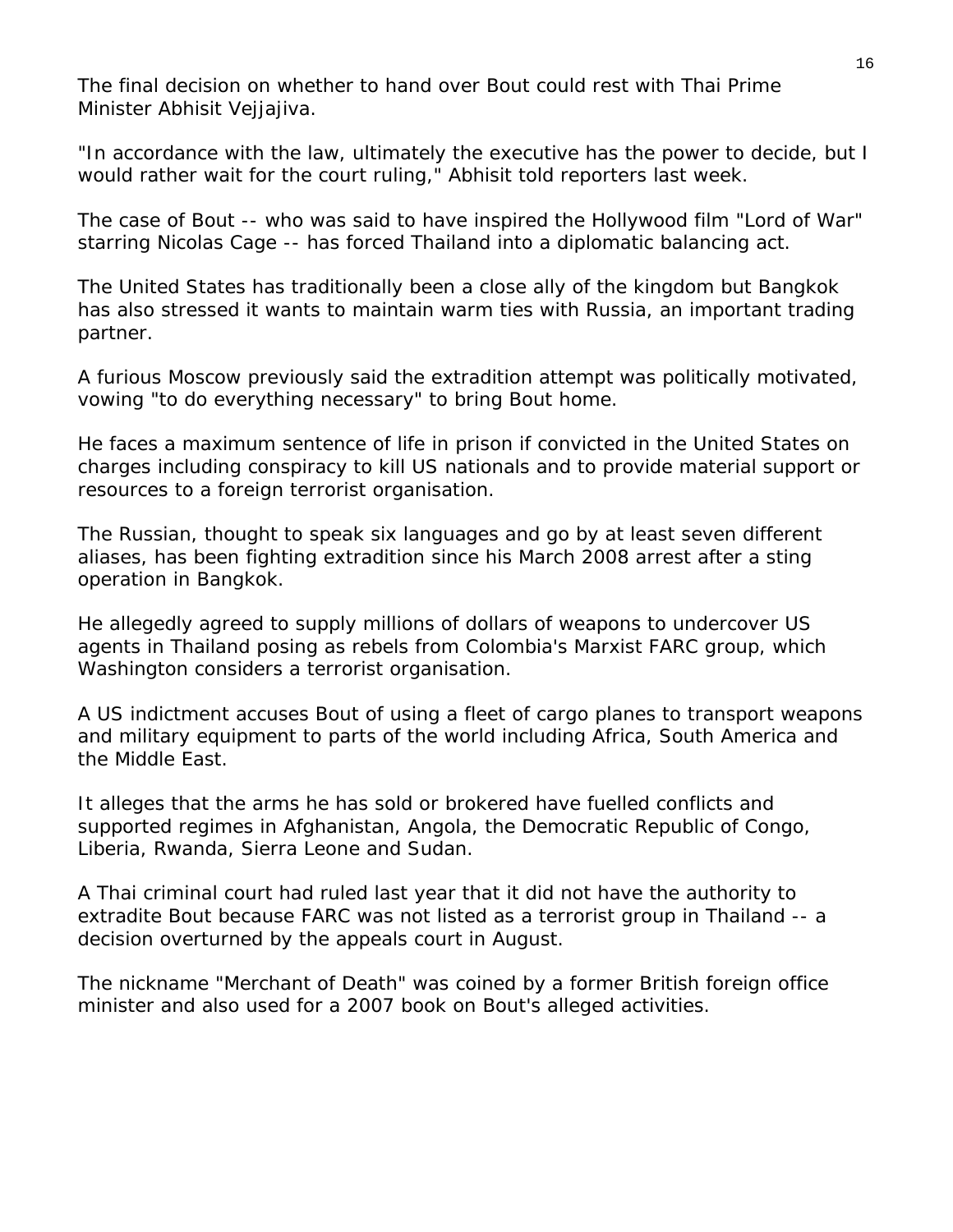The final decision on whether to hand over Bout could rest with Thai Prime Minister Abhisit Vejjajiva.

"In accordance with the law, ultimately the executive has the power to decide, but I would rather wait for the court ruling," Abhisit told reporters last week.

The case of Bout -- who was said to have inspired the Hollywood film "Lord of War" starring Nicolas Cage -- has forced Thailand into a diplomatic balancing act.

The United States has traditionally been a close ally of the kingdom but Bangkok has also stressed it wants to maintain warm ties with Russia, an important trading partner.

A furious Moscow previously said the extradition attempt was politically motivated, vowing "to do everything necessary" to bring Bout home.

He faces a maximum sentence of life in prison if convicted in the United States on charges including conspiracy to kill US nationals and to provide material support or resources to a foreign terrorist organisation.

The Russian, thought to speak six languages and go by at least seven different aliases, has been fighting extradition since his March 2008 arrest after a sting operation in Bangkok.

He allegedly agreed to supply millions of dollars of weapons to undercover US agents in Thailand posing as rebels from Colombia's Marxist FARC group, which Washington considers a terrorist organisation.

A US indictment accuses Bout of using a fleet of cargo planes to transport weapons and military equipment to parts of the world including Africa, South America and the Middle East.

It alleges that the arms he has sold or brokered have fuelled conflicts and supported regimes in Afghanistan, Angola, the Democratic Republic of Congo, Liberia, Rwanda, Sierra Leone and Sudan.

A Thai criminal court had ruled last year that it did not have the authority to extradite Bout because FARC was not listed as a terrorist group in Thailand -- a decision overturned by the appeals court in August.

The nickname "Merchant of Death" was coined by a former British foreign office minister and also used for a 2007 book on Bout's alleged activities.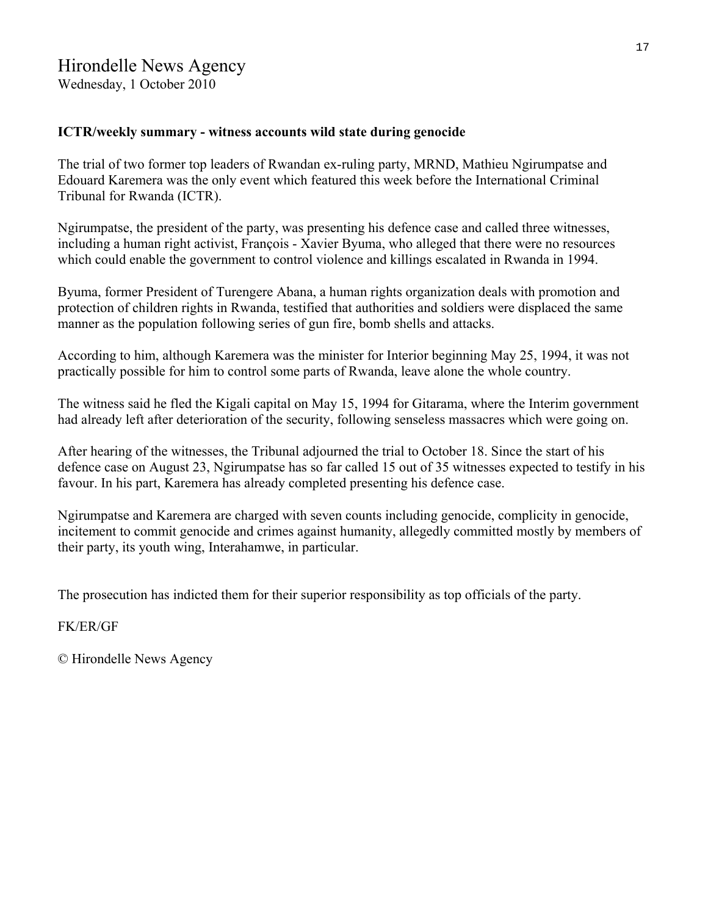# Hirondelle News Agency

Wednesday, 1 October 2010

**ICTR/weekly summary - witness accounts wild state during genocide**

The trial of two former top leaders of Rwandan ex-ruling party, MRND, Mathieu Ngirumpatse and Edouard Karemera was the only event which featured this week before the International Criminal Tribunal for Rwanda (ICTR).

Ngirumpatse, the president of the party, was presenting his defence case and called three witnesses, including a human right activist, François - Xavier Byuma, who alleged that there were no resources which could enable the government to control violence and killings escalated in Rwanda in 1994.

Byuma, former President of Turengere Abana, a human rights organization deals with promotion and protection of children rights in Rwanda, testified that authorities and soldiers were displaced the same manner as the population following series of gun fire, bomb shells and attacks.

According to him, although Karemera was the minister for Interior beginning May 25, 1994, it was not practically possible for him to control some parts of Rwanda, leave alone the whole country.

The witness said he fled the Kigali capital on May 15, 1994 for Gitarama, where the Interim government had already left after deterioration of the security, following senseless massacres which were going on.

After hearing of the witnesses, the Tribunal adjourned the trial to October 18. Since the start of his defence case on August 23, Ngirumpatse has so far called 15 out of 35 witnesses expected to testify in his favour. In his part, Karemera has already completed presenting his defence case.

Ngirumpatse and Karemera are charged with seven counts including genocide, complicity in genocide, incitement to commit genocide and crimes against humanity, allegedly committed mostly by members of their party, its youth wing, Interahamwe, in particular.

The prosecution has indicted them for their superior responsibility as top officials of the party.

FK/ER/GF

© Hirondelle News Agency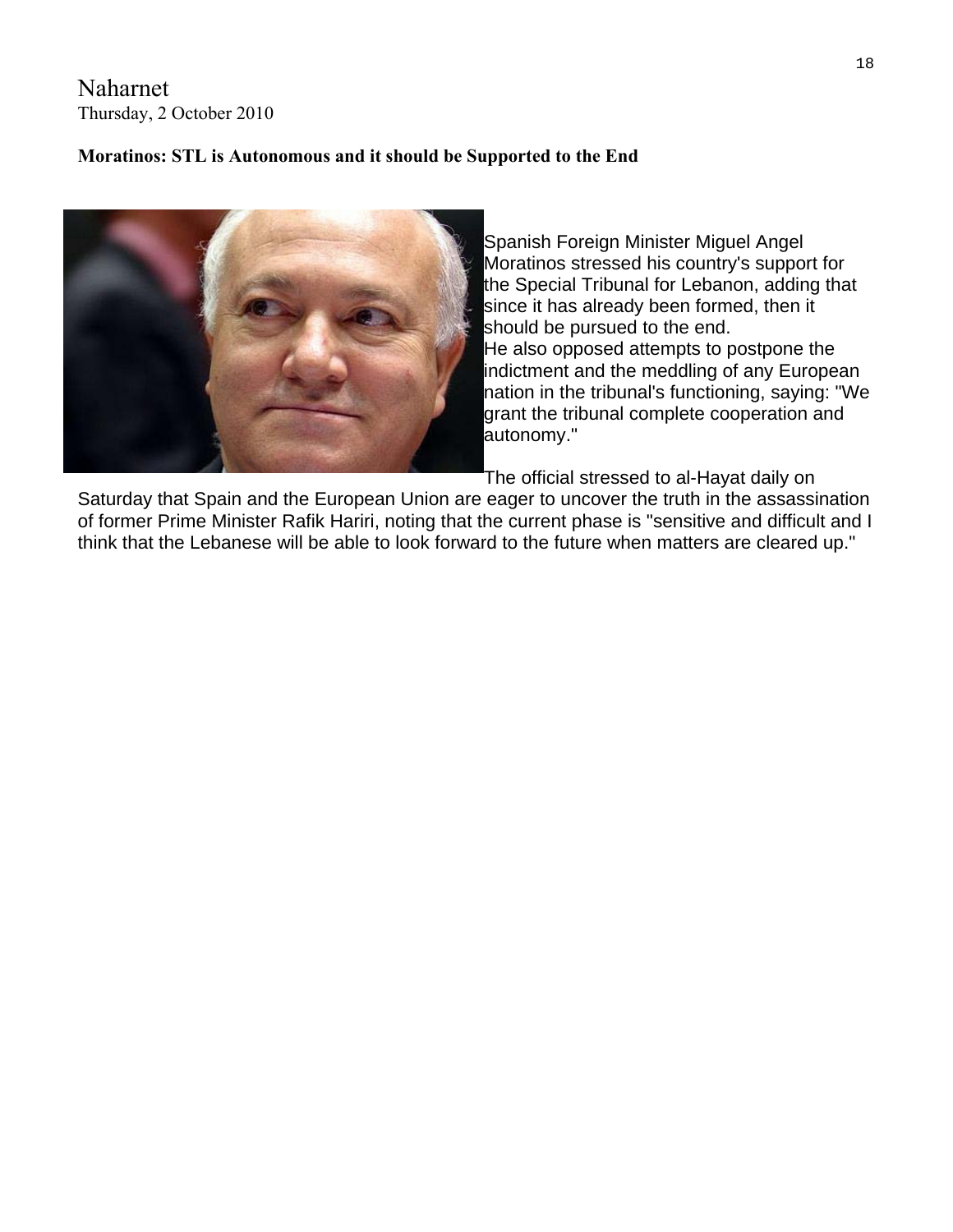Naharnet
Thursday, 2 October 2010

**Moratinos: STL is Autonomous and it should be Supported to the End**

Spanish Foreign Minister Miguel Angel Moratinos stressed his country's support for the Special Tribunal for Lebanon, adding that since it has already been formed, then it should be pursued to the end.

He also opposed attempts to postpone the indictment and the meddling of any European nation in the tribunal's functioning, saying: "We grant the tribunal complete cooperation and autonomy."

The official stressed to al-Hayat daily on Saturday that Spain and the European Union are eager to uncover the truth in the assassination of former Prime Minister Rafik Hariri, noting that the current phase is "sensitive and difficult and I think that the Lebanese will be able to look forward to the future when matters are cleared up."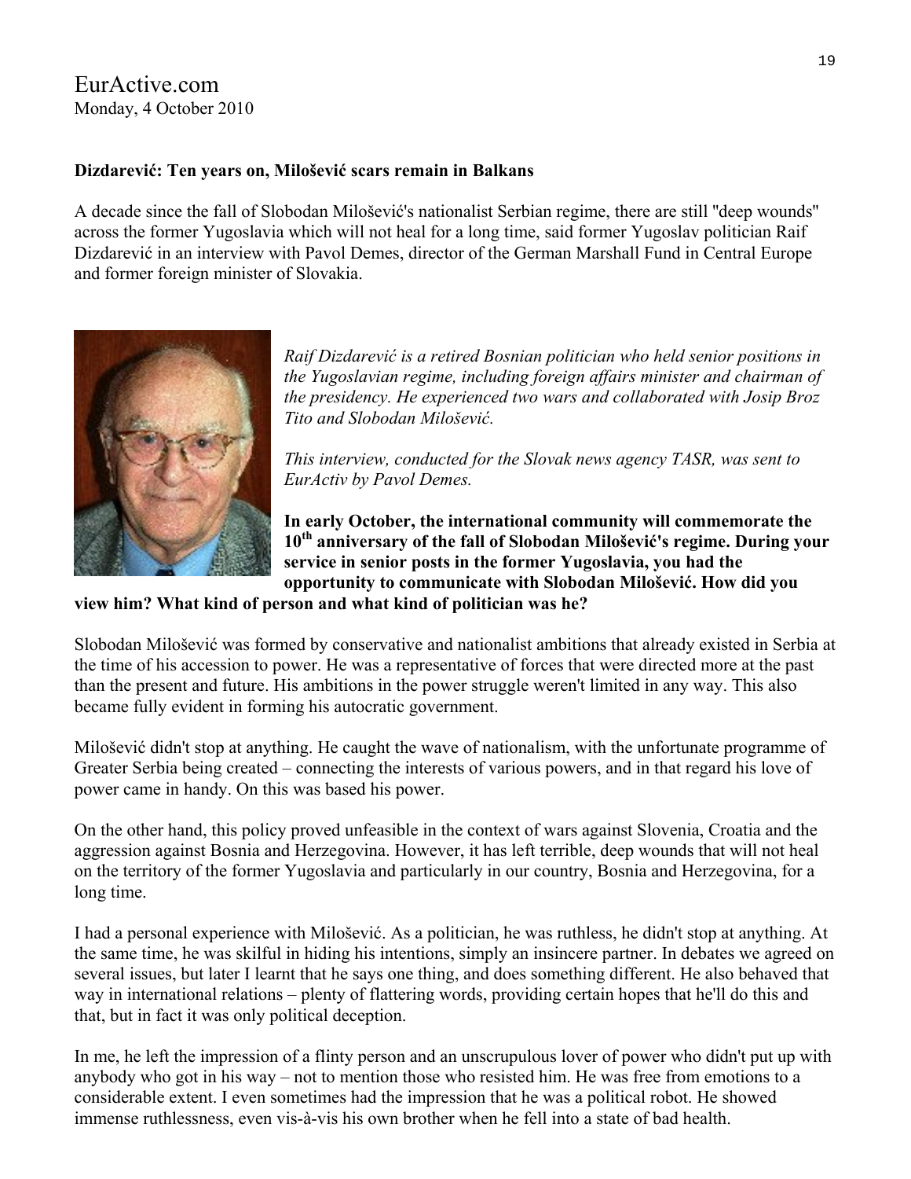EurActive.com
Monday, 4 October 2010

**Dizdarević: Ten years on, Milošević scars remain in Balkans**

A decade since the fall of Slobodan Milošević's nationalist Serbian regime, there are still "deep wounds" across the former Yugoslavia which will not heal for a long time, said former Yugoslav politician Raif Dizdarević in an interview with Pavol Demes, director of the German Marshall Fund in Central Europe and former foreign minister of Slovakia.

*Raif Dizdarević is a retired Bosnian politician who held senior positions in the Yugoslavian regime, including foreign affairs minister and chairman of the presidency. He experienced two wars and collaborated with Josip Broz Tito and Slobodan Milošević.*

*This interview, conducted for the Slovak news agency TASR, was sent to EurActiv by Pavol Demes.*

**In early October, the international community will commemorate the 10th anniversary of the fall of Slobodan Milošević's regime. During your service in senior posts in the former Yugoslavia, you had the opportunity to communicate with Slobodan Milošević. How did you view him? What kind of person and what kind of politician was he?**

Slobodan Milošević was formed by conservative and nationalist ambitions that already existed in Serbia at the time of his accession to power. He was a representative of forces that were directed more at the past than the present and future. His ambitions in the power struggle weren't limited in any way. This also became fully evident in forming his autocratic government.

Milošević didn't stop at anything. He caught the wave of nationalism, with the unfortunate programme of Greater Serbia being created – connecting the interests of various powers, and in that regard his love of power came in handy. On this was based his power.

On the other hand, this policy proved unfeasible in the context of wars against Slovenia, Croatia and the aggression against Bosnia and Herzegovina. However, it has left terrible, deep wounds that will not heal on the territory of the former Yugoslavia and particularly in our country, Bosnia and Herzegovina, for a long time.

I had a personal experience with Milošević. As a politician, he was ruthless, he didn't stop at anything. At the same time, he was skilful in hiding his intentions, simply an insincere partner. In debates we agreed on several issues, but later I learnt that he says one thing, and does something different. He also behaved that way in international relations – plenty of flattering words, providing certain hopes that he'll do this and that, but in fact it was only political deception.

In me, he left the impression of a flinty person and an unscrupulous lover of power who didn't put up with anybody who got in his way – not to mention those who resisted him. He was free from emotions to a considerable extent. I even sometimes had the impression that he was a political robot. He showed immense ruthlessness, even vis-à-vis his own brother when he fell into a state of bad health.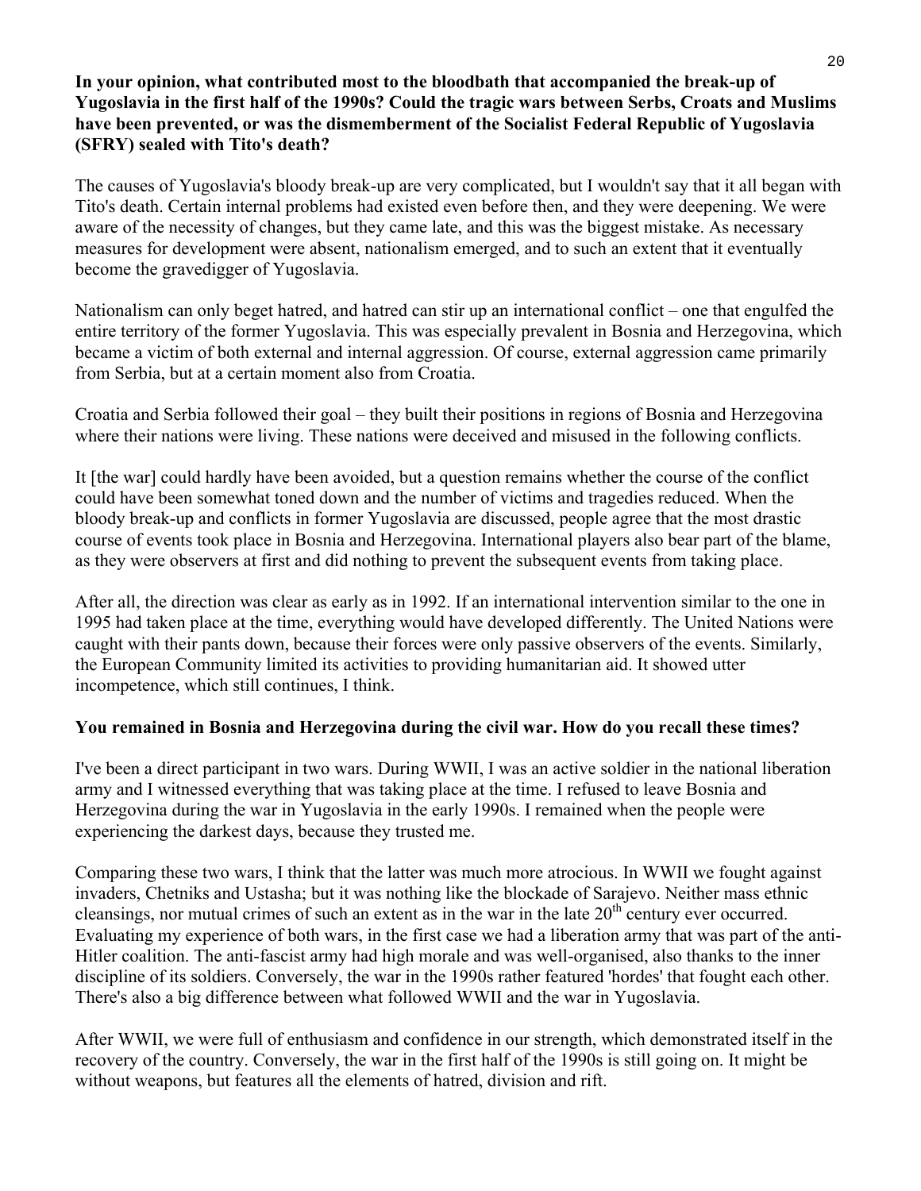**In your opinion, what contributed most to the bloodbath that accompanied the break-up of Yugoslavia in the first half of the 1990s? Could the tragic wars between Serbs, Croats and Muslims have been prevented, or was the dismemberment of the Socialist Federal Republic of Yugoslavia (SFRY) sealed with Tito's death?**

The causes of Yugoslavia's bloody break-up are very complicated, but I wouldn't say that it all began with Tito's death. Certain internal problems had existed even before then, and they were deepening. We were aware of the necessity of changes, but they came late, and this was the biggest mistake. As necessary measures for development were absent, nationalism emerged, and to such an extent that it eventually become the gravedigger of Yugoslavia.

Nationalism can only beget hatred, and hatred can stir up an international conflict – one that engulfed the entire territory of the former Yugoslavia. This was especially prevalent in Bosnia and Herzegovina, which became a victim of both external and internal aggression. Of course, external aggression came primarily from Serbia, but at a certain moment also from Croatia.

Croatia and Serbia followed their goal – they built their positions in regions of Bosnia and Herzegovina where their nations were living. These nations were deceived and misused in the following conflicts.

It [the war] could hardly have been avoided, but a question remains whether the course of the conflict could have been somewhat toned down and the number of victims and tragedies reduced. When the bloody break-up and conflicts in former Yugoslavia are discussed, people agree that the most drastic course of events took place in Bosnia and Herzegovina. International players also bear part of the blame, as they were observers at first and did nothing to prevent the subsequent events from taking place.

After all, the direction was clear as early as in 1992. If an international intervention similar to the one in 1995 had taken place at the time, everything would have developed differently. The United Nations were caught with their pants down, because their forces were only passive observers of the events. Similarly, the European Community limited its activities to providing humanitarian aid. It showed utter incompetence, which still continues, I think.

**You remained in Bosnia and Herzegovina during the civil war. How do you recall these times?**

I've been a direct participant in two wars. During WWII, I was an active soldier in the national liberation army and I witnessed everything that was taking place at the time. I refused to leave Bosnia and Herzegovina during the war in Yugoslavia in the early 1990s. I remained when the people were experiencing the darkest days, because they trusted me.

Comparing these two wars, I think that the latter was much more atrocious. In WWII we fought against invaders, Chetniks and Ustasha; but it was nothing like the blockade of Sarajevo. Neither mass ethnic cleansings, nor mutual crimes of such an extent as in the war in the late 20th century ever occurred. Evaluating my experience of both wars, in the first case we had a liberation army that was part of the anti-Hitler coalition. The anti-fascist army had high morale and was well-organised, also thanks to the inner discipline of its soldiers. Conversely, the war in the 1990s rather featured 'hordes' that fought each other. There's also a big difference between what followed WWII and the war in Yugoslavia.

After WWII, we were full of enthusiasm and confidence in our strength, which demonstrated itself in the recovery of the country. Conversely, the war in the first half of the 1990s is still going on. It might be without weapons, but features all the elements of hatred, division and rift.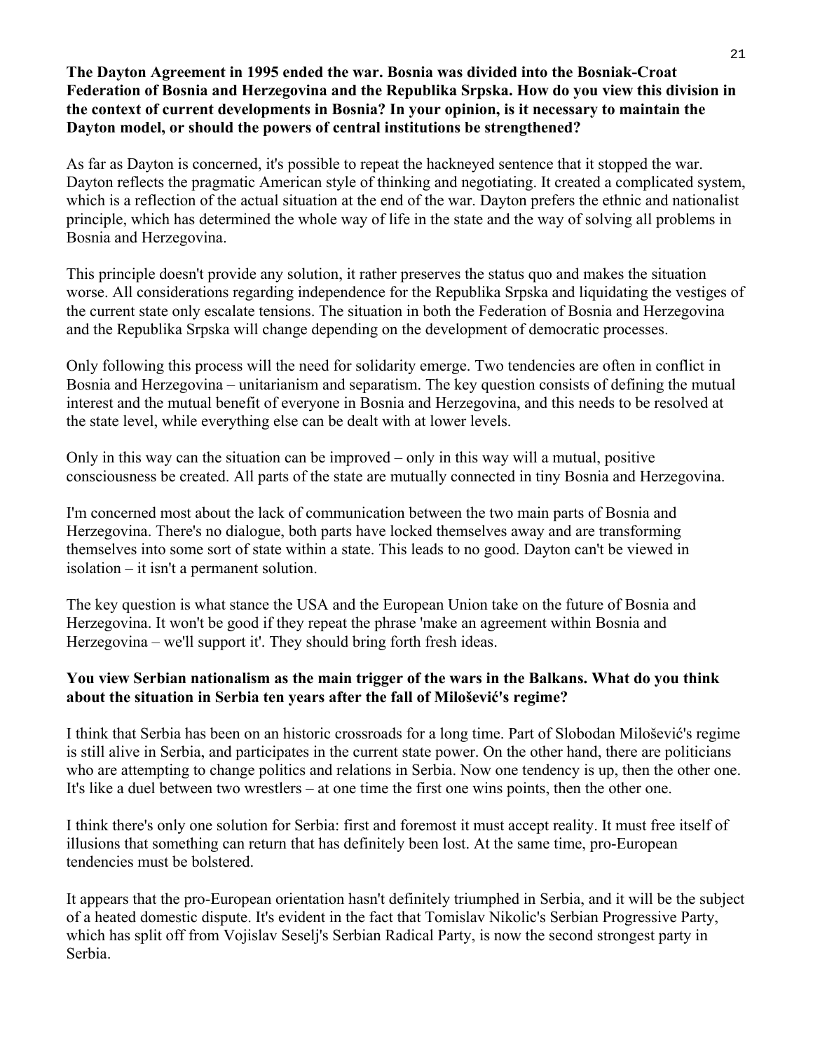**The Dayton Agreement in 1995 ended the war. Bosnia was divided into the Bosniak-Croat Federation of Bosnia and Herzegovina and the Republika Srpska. How do you view this division in the context of current developments in Bosnia? In your opinion, is it necessary to maintain the Dayton model, or should the powers of central institutions be strengthened?**

As far as Dayton is concerned, it's possible to repeat the hackneyed sentence that it stopped the war. Dayton reflects the pragmatic American style of thinking and negotiating. It created a complicated system, which is a reflection of the actual situation at the end of the war. Dayton prefers the ethnic and nationalist principle, which has determined the whole way of life in the state and the way of solving all problems in Bosnia and Herzegovina.

This principle doesn't provide any solution, it rather preserves the status quo and makes the situation worse. All considerations regarding independence for the Republika Srpska and liquidating the vestiges of the current state only escalate tensions. The situation in both the Federation of Bosnia and Herzegovina and the Republika Srpska will change depending on the development of democratic processes.

Only following this process will the need for solidarity emerge. Two tendencies are often in conflict in Bosnia and Herzegovina – unitarianism and separatism. The key question consists of defining the mutual interest and the mutual benefit of everyone in Bosnia and Herzegovina, and this needs to be resolved at the state level, while everything else can be dealt with at lower levels.

Only in this way can the situation can be improved – only in this way will a mutual, positive consciousness be created. All parts of the state are mutually connected in tiny Bosnia and Herzegovina.

I'm concerned most about the lack of communication between the two main parts of Bosnia and Herzegovina. There's no dialogue, both parts have locked themselves away and are transforming themselves into some sort of state within a state. This leads to no good. Dayton can't be viewed in isolation – it isn't a permanent solution.

The key question is what stance the USA and the European Union take on the future of Bosnia and Herzegovina. It won't be good if they repeat the phrase 'make an agreement within Bosnia and Herzegovina – we'll support it'. They should bring forth fresh ideas.

**You view Serbian nationalism as the main trigger of the wars in the Balkans. What do you think about the situation in Serbia ten years after the fall of Milošević's regime?**

I think that Serbia has been on an historic crossroads for a long time. Part of Slobodan Milošević's regime is still alive in Serbia, and participates in the current state power. On the other hand, there are politicians who are attempting to change politics and relations in Serbia. Now one tendency is up, then the other one. It's like a duel between two wrestlers – at one time the first one wins points, then the other one.

I think there's only one solution for Serbia: first and foremost it must accept reality. It must free itself of illusions that something can return that has definitely been lost. At the same time, pro-European tendencies must be bolstered.

It appears that the pro-European orientation hasn't definitely triumphed in Serbia, and it will be the subject of a heated domestic dispute. It's evident in the fact that Tomislav Nikolic's Serbian Progressive Party, which has split off from Vojislav Seselj's Serbian Radical Party, is now the second strongest party in Serbia.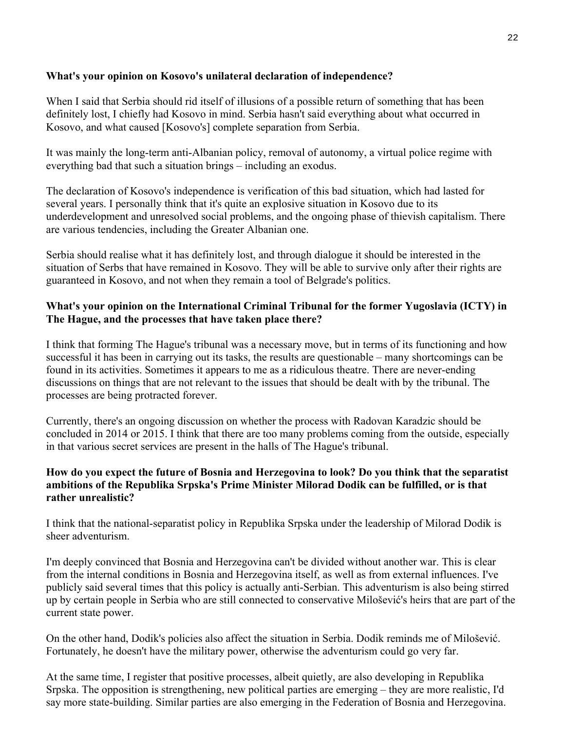**What's your opinion on Kosovo's unilateral declaration of independence?**

When I said that Serbia should rid itself of illusions of a possible return of something that has been definitely lost, I chiefly had Kosovo in mind. Serbia hasn't said everything about what occurred in Kosovo, and what caused [Kosovo's] complete separation from Serbia.

It was mainly the long-term anti-Albanian policy, removal of autonomy, a virtual police regime with everything bad that such a situation brings – including an exodus.

The declaration of Kosovo's independence is verification of this bad situation, which had lasted for several years. I personally think that it's quite an explosive situation in Kosovo due to its underdevelopment and unresolved social problems, and the ongoing phase of thievish capitalism. There are various tendencies, including the Greater Albanian one.

Serbia should realise what it has definitely lost, and through dialogue it should be interested in the situation of Serbs that have remained in Kosovo. They will be able to survive only after their rights are guaranteed in Kosovo, and not when they remain a tool of Belgrade's politics.

**What's your opinion on the International Criminal Tribunal for the former Yugoslavia (ICTY) in The Hague, and the processes that have taken place there?**

I think that forming The Hague's tribunal was a necessary move, but in terms of its functioning and how successful it has been in carrying out its tasks, the results are questionable – many shortcomings can be found in its activities. Sometimes it appears to me as a ridiculous theatre. There are never-ending discussions on things that are not relevant to the issues that should be dealt with by the tribunal. The processes are being protracted forever.

Currently, there's an ongoing discussion on whether the process with Radovan Karadzic should be concluded in 2014 or 2015. I think that there are too many problems coming from the outside, especially in that various secret services are present in the halls of The Hague's tribunal.

**How do you expect the future of Bosnia and Herzegovina to look? Do you think that the separatist ambitions of the Republika Srpska's Prime Minister Milorad Dodik can be fulfilled, or is that rather unrealistic?**

I think that the national-separatist policy in Republika Srpska under the leadership of Milorad Dodik is sheer adventurism.

I'm deeply convinced that Bosnia and Herzegovina can't be divided without another war. This is clear from the internal conditions in Bosnia and Herzegovina itself, as well as from external influences. I've publicly said several times that this policy is actually anti-Serbian. This adventurism is also being stirred up by certain people in Serbia who are still connected to conservative Milošević's heirs that are part of the current state power.

On the other hand, Dodik's policies also affect the situation in Serbia. Dodik reminds me of Milošević. Fortunately, he doesn't have the military power, otherwise the adventurism could go very far.

At the same time, I register that positive processes, albeit quietly, are also developing in Republika Srpska. The opposition is strengthening, new political parties are emerging – they are more realistic, I'd say more state-building. Similar parties are also emerging in the Federation of Bosnia and Herzegovina.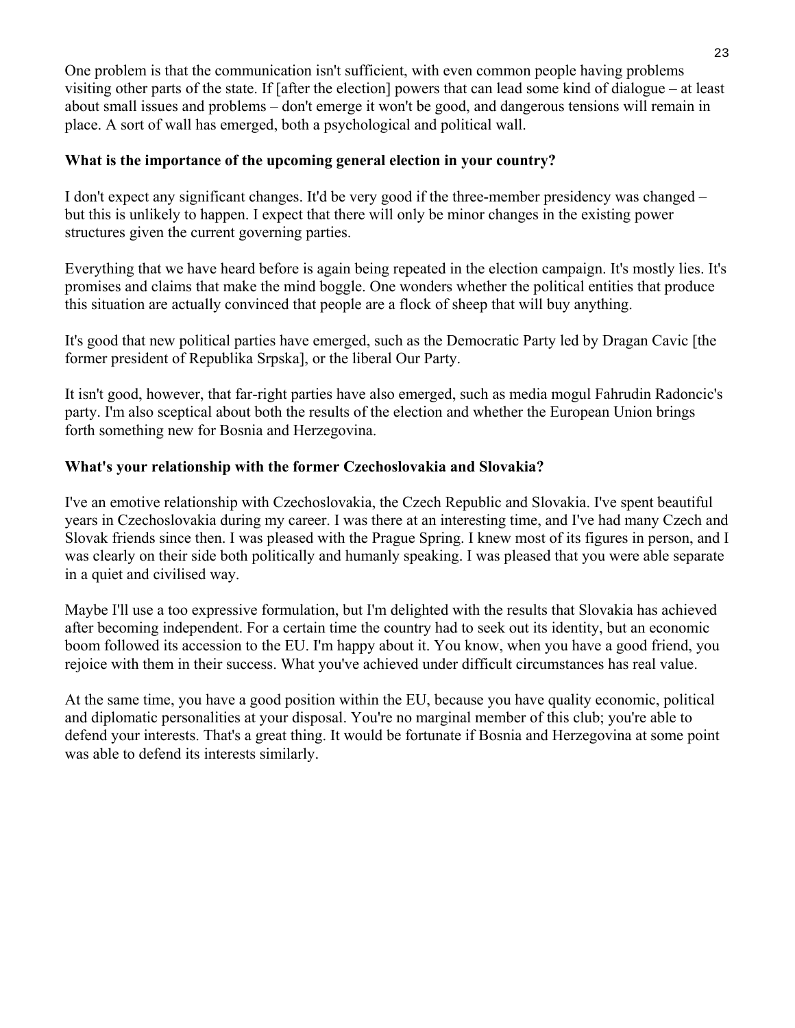One problem is that the communication isn't sufficient, with even common people having problems visiting other parts of the state. If [after the election] powers that can lead some kind of dialogue – at least about small issues and problems – don't emerge it won't be good, and dangerous tensions will remain in place. A sort of wall has emerged, both a psychological and political wall.

**What is the importance of the upcoming general election in your country?**

I don't expect any significant changes. It'd be very good if the three-member presidency was changed – but this is unlikely to happen. I expect that there will only be minor changes in the existing power structures given the current governing parties.

Everything that we have heard before is again being repeated in the election campaign. It's mostly lies. It's promises and claims that make the mind boggle. One wonders whether the political entities that produce this situation are actually convinced that people are a flock of sheep that will buy anything.

It's good that new political parties have emerged, such as the Democratic Party led by Dragan Cavic [the former president of Republika Srpska], or the liberal Our Party.

It isn't good, however, that far-right parties have also emerged, such as media mogul Fahrudin Radoncic's party. I'm also sceptical about both the results of the election and whether the European Union brings forth something new for Bosnia and Herzegovina.

**What's your relationship with the former Czechoslovakia and Slovakia?**

I've an emotive relationship with Czechoslovakia, the Czech Republic and Slovakia. I've spent beautiful years in Czechoslovakia during my career. I was there at an interesting time, and I've had many Czech and Slovak friends since then. I was pleased with the Prague Spring. I knew most of its figures in person, and I was clearly on their side both politically and humanly speaking. I was pleased that you were able separate in a quiet and civilised way.

Maybe I'll use a too expressive formulation, but I'm delighted with the results that Slovakia has achieved after becoming independent. For a certain time the country had to seek out its identity, but an economic boom followed its accession to the EU. I'm happy about it. You know, when you have a good friend, you rejoice with them in their success. What you've achieved under difficult circumstances has real value.

At the same time, you have a good position within the EU, because you have quality economic, political and diplomatic personalities at your disposal. You're no marginal member of this club; you're able to defend your interests. That's a great thing. It would be fortunate if Bosnia and Herzegovina at some point was able to defend its interests similarly.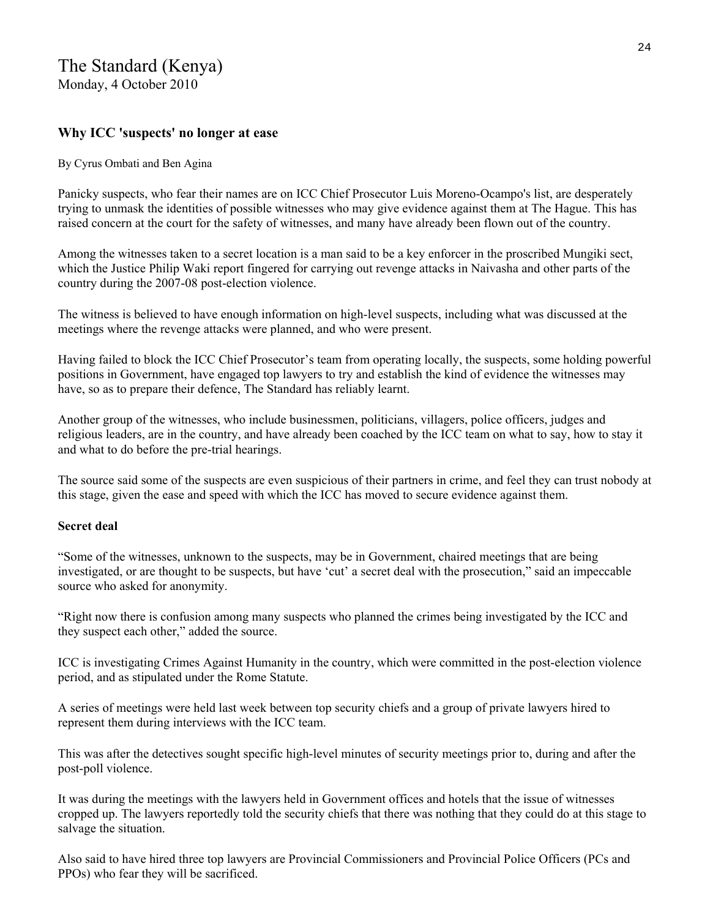# The Standard (Kenya)

Monday, 4 October 2010

### Why ICC 'suspects' no longer at ease

By Cyrus Ombati and Ben Agina

Panicky suspects, who fear their names are on ICC Chief Prosecutor Luis Moreno-Ocampo's list, are desperately trying to unmask the identities of possible witnesses who may give evidence against them at The Hague. This has raised concern at the court for the safety of witnesses, and many have already been flown out of the country.

Among the witnesses taken to a secret location is a man said to be a key enforcer in the proscribed Mungiki sect, which the Justice Philip Waki report fingered for carrying out revenge attacks in Naivasha and other parts of the country during the 2007-08 post-election violence.

The witness is believed to have enough information on high-level suspects, including what was discussed at the meetings where the revenge attacks were planned, and who were present.

Having failed to block the ICC Chief Prosecutor's team from operating locally, the suspects, some holding powerful positions in Government, have engaged top lawyers to try and establish the kind of evidence the witnesses may have, so as to prepare their defence, The Standard has reliably learnt.

Another group of the witnesses, who include businessmen, politicians, villagers, police officers, judges and religious leaders, are in the country, and have already been coached by the ICC team on what to say, how to stay it and what to do before the pre-trial hearings.

The source said some of the suspects are even suspicious of their partners in crime, and feel they can trust nobody at this stage, given the ease and speed with which the ICC has moved to secure evidence against them.

**Secret deal**

"Some of the witnesses, unknown to the suspects, may be in Government, chaired meetings that are being investigated, or are thought to be suspects, but have 'cut' a secret deal with the prosecution," said an impeccable source who asked for anonymity.

"Right now there is confusion among many suspects who planned the crimes being investigated by the ICC and they suspect each other," added the source.

ICC is investigating Crimes Against Humanity in the country, which were committed in the post-election violence period, and as stipulated under the Rome Statute.

A series of meetings were held last week between top security chiefs and a group of private lawyers hired to represent them during interviews with the ICC team.

This was after the detectives sought specific high-level minutes of security meetings prior to, during and after the post-poll violence.

It was during the meetings with the lawyers held in Government offices and hotels that the issue of witnesses cropped up. The lawyers reportedly told the security chiefs that there was nothing that they could do at this stage to salvage the situation.

Also said to have hired three top lawyers are Provincial Commissioners and Provincial Police Officers (PCs and PPOs) who fear they will be sacrificed.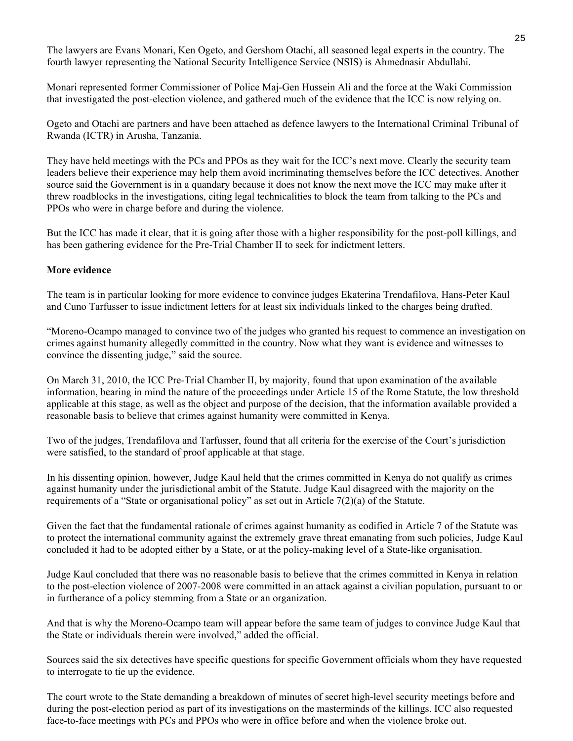The lawyers are Evans Monari, Ken Ogeto, and Gershom Otachi, all seasoned legal experts in the country. The fourth lawyer representing the National Security Intelligence Service (NSIS) is Ahmednasir Abdullahi.

Monari represented former Commissioner of Police Maj-Gen Hussein Ali and the force at the Waki Commission that investigated the post-election violence, and gathered much of the evidence that the ICC is now relying on.

Ogeto and Otachi are partners and have been attached as defence lawyers to the International Criminal Tribunal of Rwanda (ICTR) in Arusha, Tanzania.

They have held meetings with the PCs and PPOs as they wait for the ICC's next move. Clearly the security team leaders believe their experience may help them avoid incriminating themselves before the ICC detectives. Another source said the Government is in a quandary because it does not know the next move the ICC may make after it threw roadblocks in the investigations, citing legal technicalities to block the team from talking to the PCs and PPOs who were in charge before and during the violence.

But the ICC has made it clear, that it is going after those with a higher responsibility for the post-poll killings, and has been gathering evidence for the Pre-Trial Chamber II to seek for indictment letters.

**More evidence**

The team is in particular looking for more evidence to convince judges Ekaterina Trendafilova, Hans-Peter Kaul and Cuno Tarfusser to issue indictment letters for at least six individuals linked to the charges being drafted.

"Moreno-Ocampo managed to convince two of the judges who granted his request to commence an investigation on crimes against humanity allegedly committed in the country. Now what they want is evidence and witnesses to convince the dissenting judge," said the source.

On March 31, 2010, the ICC Pre-Trial Chamber II, by majority, found that upon examination of the available information, bearing in mind the nature of the proceedings under Article 15 of the Rome Statute, the low threshold applicable at this stage, as well as the object and purpose of the decision, that the information available provided a reasonable basis to believe that crimes against humanity were committed in Kenya.

Two of the judges, Trendafilova and Tarfusser, found that all criteria for the exercise of the Court's jurisdiction were satisfied, to the standard of proof applicable at that stage.

In his dissenting opinion, however, Judge Kaul held that the crimes committed in Kenya do not qualify as crimes against humanity under the jurisdictional ambit of the Statute. Judge Kaul disagreed with the majority on the requirements of a "State or organisational policy" as set out in Article 7(2)(a) of the Statute.

Given the fact that the fundamental rationale of crimes against humanity as codified in Article 7 of the Statute was to protect the international community against the extremely grave threat emanating from such policies, Judge Kaul concluded it had to be adopted either by a State, or at the policy-making level of a State-like organisation.

Judge Kaul concluded that there was no reasonable basis to believe that the crimes committed in Kenya in relation to the post-election violence of 2007-2008 were committed in an attack against a civilian population, pursuant to or in furtherance of a policy stemming from a State or an organization.

And that is why the Moreno-Ocampo team will appear before the same team of judges to convince Judge Kaul that the State or individuals therein were involved," added the official.

Sources said the six detectives have specific questions for specific Government officials whom they have requested to interrogate to tie up the evidence.

The court wrote to the State demanding a breakdown of minutes of secret high-level security meetings before and during the post-election period as part of its investigations on the masterminds of the killings. ICC also requested face-to-face meetings with PCs and PPOs who were in office before and when the violence broke out.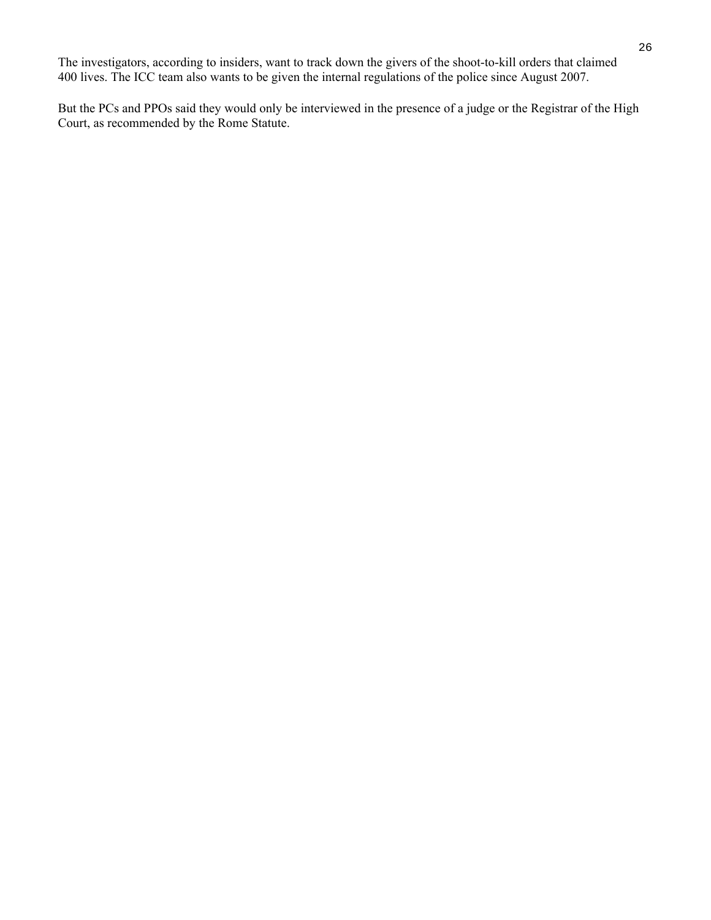The investigators, according to insiders, want to track down the givers of the shoot-to-kill orders that claimed 400 lives. The ICC team also wants to be given the internal regulations of the police since August 2007.

But the PCs and PPOs said they would only be interviewed in the presence of a judge or the Registrar of the High Court, as recommended by the Rome Statute.